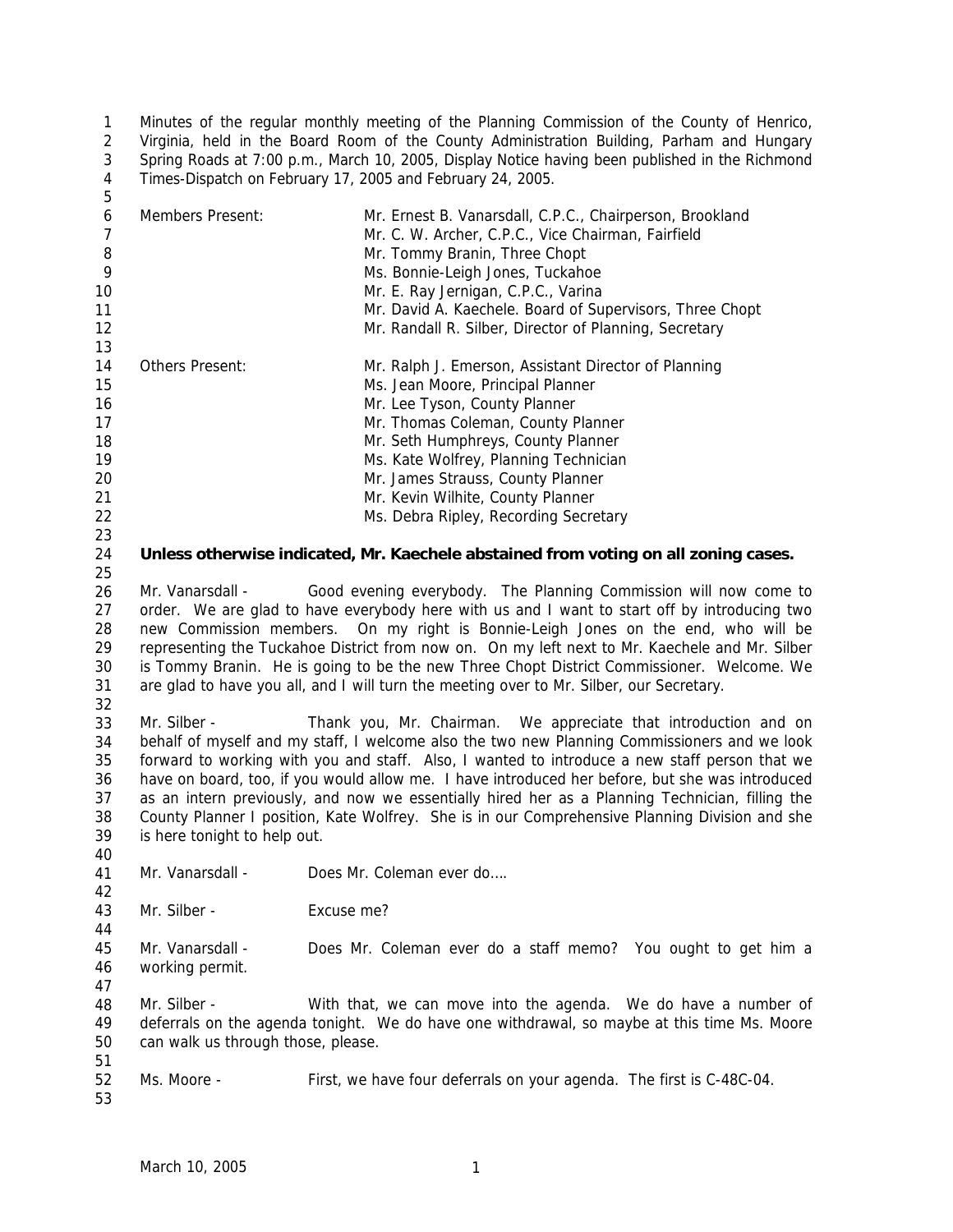Minutes of the regular monthly meeting of the Planning Commission of the County of Henrico, Virginia, held in the Board Room of the County Administration Building, Parham and Hungary Spring Roads at 7:00 p.m., March 10, 2005, Display Notice having been published in the Richmond Times-Dispatch on February 17, 2005 and February 24, 2005.

| | |
|---|---|
| Members Present: | Mr. Ernest B. Vanarsdall, C.P.C., Chairperson, Brookland |
| | Mr. C. W. Archer, C.P.C., Vice Chairman, Fairfield |
| | Mr. Tommy Branin, Three Chopt |
| | Ms. Bonnie-Leigh Jones, Tuckahoe |
| | Mr. E. Ray Jernigan, C.P.C., Varina |
| | Mr. David A. Kaechele. Board of Supervisors, Three Chopt |
| | Mr. Randall R. Silber, Director of Planning, Secretary |
| Others Present: | Mr. Ralph J. Emerson, Assistant Director of Planning |
| | Ms. Jean Moore, Principal Planner |
| | Mr. Lee Tyson, County Planner |
| | Mr. Thomas Coleman, County Planner |
| | Mr. Seth Humphreys, County Planner |
| | Ms. Kate Wolfrey, Planning Technician |
| | Mr. James Strauss, County Planner |
| | Mr. Kevin Wilhite, County Planner |
| | Ms. Debra Ripley, Recording Secretary |

**Unless otherwise indicated, Mr. Kaechele abstained from voting on all zoning cases.**

Mr. Vanarsdall - Good evening everybody. The Planning Commission will now come to order. We are glad to have everybody here with us and I want to start off by introducing two new Commission members. On my right is Bonnie-Leigh Jones on the end, who will be representing the Tuckahoe District from now on. On my left next to Mr. Kaechele and Mr. Silber is Tommy Branin. He is going to be the new Three Chopt District Commissioner. Welcome. We are glad to have you all, and I will turn the meeting over to Mr. Silber, our Secretary.

Mr. Silber - Thank you, Mr. Chairman. We appreciate that introduction and on behalf of myself and my staff, I welcome also the two new Planning Commissioners and we look forward to working with you and staff. Also, I wanted to introduce a new staff person that we have on board, too, if you would allow me. I have introduced her before, but she was introduced as an intern previously, and now we essentially hired her as a Planning Technician, filling the County Planner I position, Kate Wolfrey. She is in our Comprehensive Planning Division and she is here tonight to help out.

Mr. Vanarsdall - Does Mr. Coleman ever do….

Mr. Silber - Excuse me?

Mr. Vanarsdall - Does Mr. Coleman ever do a staff memo? You ought to get him a working permit.

Mr. Silber - With that, we can move into the agenda. We do have a number of deferrals on the agenda tonight. We do have one withdrawal, so maybe at this time Ms. Moore can walk us through those, please.

Ms. Moore - First, we have four deferrals on your agenda. The first is C-48C-04.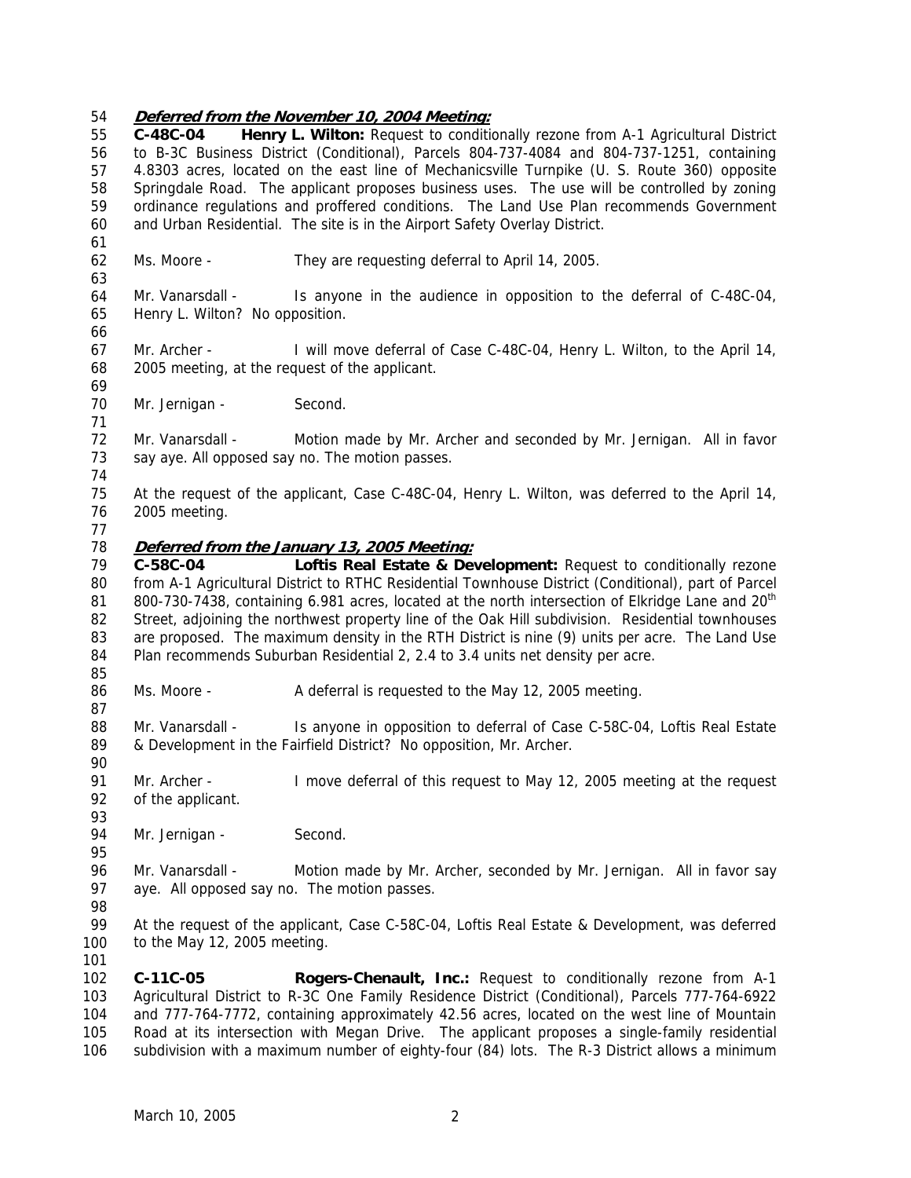***Deferred from the November 10, 2004 Meeting:***

**C-48C-04 Henry L. Wilton:** Request to conditionally rezone from A-1 Agricultural District to B-3C Business District (Conditional), Parcels 804-737-4084 and 804-737-1251, containing 4.8303 acres, located on the east line of Mechanicsville Turnpike (U. S. Route 360) opposite Springdale Road. The applicant proposes business uses. The use will be controlled by zoning ordinance regulations and proffered conditions. The Land Use Plan recommends Government and Urban Residential. The site is in the Airport Safety Overlay District.

Ms. Moore - They are requesting deferral to April 14, 2005.

Mr. Vanarsdall - Is anyone in the audience in opposition to the deferral of C-48C-04, Henry L. Wilton? No opposition.

Mr. Archer - I will move deferral of Case C-48C-04, Henry L. Wilton, to the April 14, 2005 meeting, at the request of the applicant.

Mr. Jernigan - Second.

Mr. Vanarsdall - Motion made by Mr. Archer and seconded by Mr. Jernigan. All in favor say aye. All opposed say no. The motion passes.

At the request of the applicant, Case C-48C-04, Henry L. Wilton, was deferred to the April 14, 2005 meeting.

***Deferred from the January 13, 2005 Meeting:***

**C-58C-04 Loftis Real Estate & Development:** Request to conditionally rezone from A-1 Agricultural District to RTHC Residential Townhouse District (Conditional), part of Parcel 800-730-7438, containing 6.981 acres, located at the north intersection of Elkridge Lane and 20th Street, adjoining the northwest property line of the Oak Hill subdivision. Residential townhouses are proposed. The maximum density in the RTH District is nine (9) units per acre. The Land Use Plan recommends Suburban Residential 2, 2.4 to 3.4 units net density per acre.

Ms. Moore - A deferral is requested to the May 12, 2005 meeting.

Mr. Vanarsdall - Is anyone in opposition to deferral of Case C-58C-04, Loftis Real Estate & Development in the Fairfield District? No opposition, Mr. Archer.

Mr. Archer - I move deferral of this request to May 12, 2005 meeting at the request of the applicant.

Mr. Jernigan - Second.

Mr. Vanarsdall - Motion made by Mr. Archer, seconded by Mr. Jernigan. All in favor say aye. All opposed say no. The motion passes.

At the request of the applicant, Case C-58C-04, Loftis Real Estate & Development, was deferred to the May 12, 2005 meeting.

**C-11C-05 Rogers-Chenault, Inc.:** Request to conditionally rezone from A-1 Agricultural District to R-3C One Family Residence District (Conditional), Parcels 777-764-6922 and 777-764-7772, containing approximately 42.56 acres, located on the west line of Mountain Road at its intersection with Megan Drive. The applicant proposes a single-family residential subdivision with a maximum number of eighty-four (84) lots. The R-3 District allows a minimum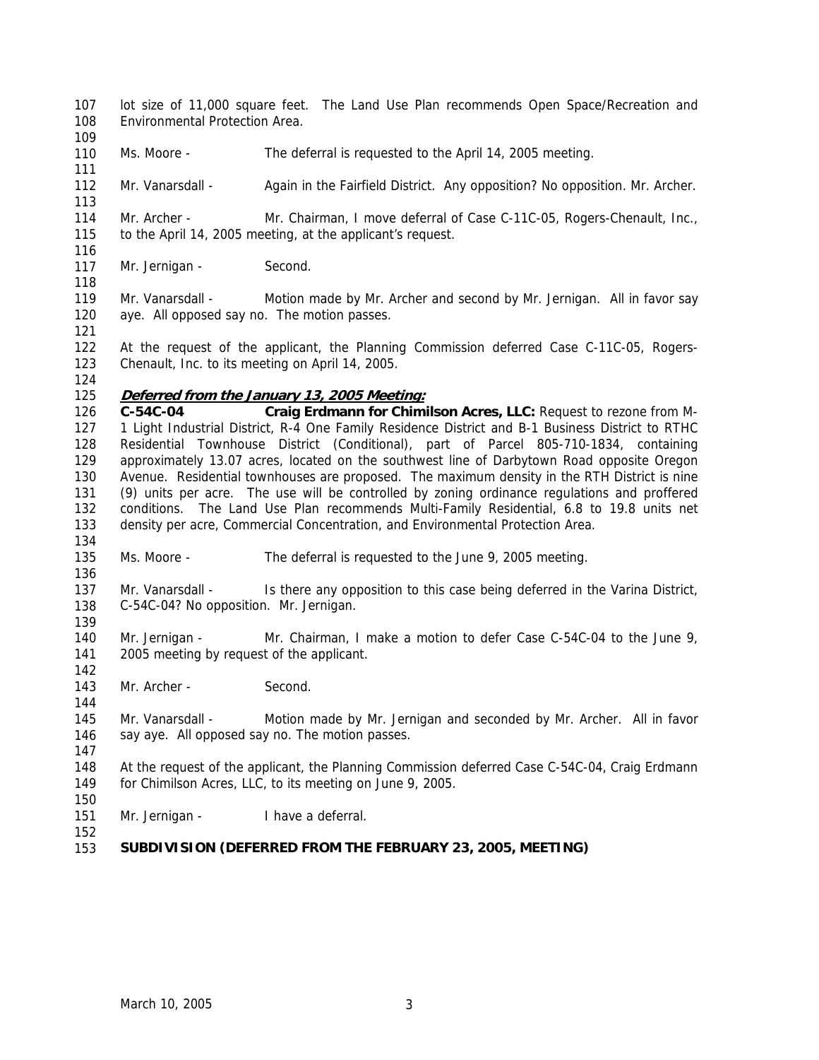lot size of 11,000 square feet. The Land Use Plan recommends Open Space/Recreation and Environmental Protection Area.

Ms. Moore - The deferral is requested to the April 14, 2005 meeting.

Mr. Vanarsdall - Again in the Fairfield District. Any opposition? No opposition. Mr. Archer.

Mr. Archer - Mr. Chairman, I move deferral of Case C-11C-05, Rogers-Chenault, Inc., to the April 14, 2005 meeting, at the applicant's request.

Mr. Jernigan - Second.

Mr. Vanarsdall - Motion made by Mr. Archer and second by Mr. Jernigan. All in favor say aye. All opposed say no. The motion passes.

At the request of the applicant, the Planning Commission deferred Case C-11C-05, Rogers-Chenault, Inc. to its meeting on April 14, 2005.

***Deferred from the January 13, 2005 Meeting:***

**C-54C-04** **Craig Erdmann for Chimilson Acres, LLC:** Request to rezone from M-1 Light Industrial District, R-4 One Family Residence District and B-1 Business District to RTHC Residential Townhouse District (Conditional), part of Parcel 805-710-1834, containing approximately 13.07 acres, located on the southwest line of Darbytown Road opposite Oregon Avenue. Residential townhouses are proposed. The maximum density in the RTH District is nine (9) units per acre. The use will be controlled by zoning ordinance regulations and proffered conditions. The Land Use Plan recommends Multi-Family Residential, 6.8 to 19.8 units net density per acre, Commercial Concentration, and Environmental Protection Area.

Ms. Moore - The deferral is requested to the June 9, 2005 meeting.

Mr. Vanarsdall - Is there any opposition to this case being deferred in the Varina District, C-54C-04? No opposition. Mr. Jernigan.

Mr. Jernigan - Mr. Chairman, I make a motion to defer Case C-54C-04 to the June 9, 2005 meeting by request of the applicant.

Mr. Archer - Second.

Mr. Vanarsdall - Motion made by Mr. Jernigan and seconded by Mr. Archer. All in favor say aye. All opposed say no. The motion passes.

At the request of the applicant, the Planning Commission deferred Case C-54C-04, Craig Erdmann for Chimilson Acres, LLC, to its meeting on June 9, 2005.

Mr. Jernigan - I have a deferral.

**SUBDIVISION (DEFERRED FROM THE FEBRUARY 23, 2005, MEETING)**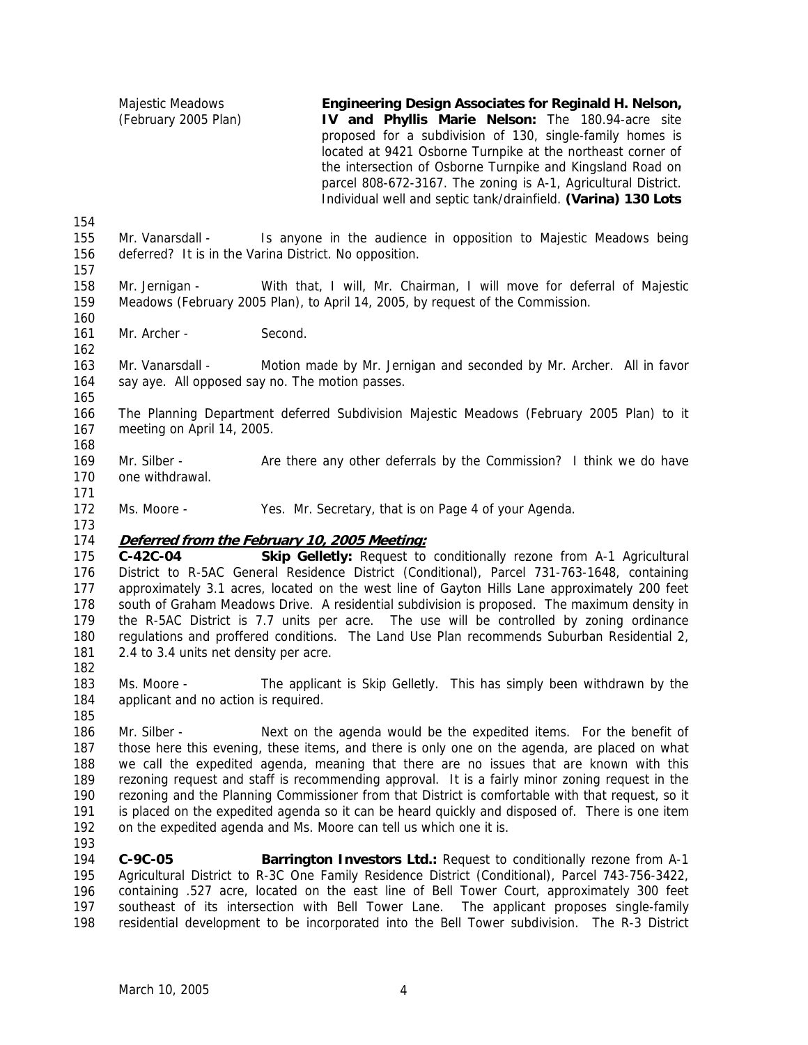Majestic Meadows (February 2005 Plan)

**Engineering Design Associates for Reginald H. Nelson, IV and Phyllis Marie Nelson:** The 180.94-acre site proposed for a subdivision of 130, single-family homes is located at 9421 Osborne Turnpike at the northeast corner of the intersection of Osborne Turnpike and Kingsland Road on parcel 808-672-3167. The zoning is A-1, Agricultural District. Individual well and septic tank/drainfield. **(Varina) 130 Lots**

154
155 Mr. Vanarsdall - Is anyone in the audience in opposition to Majestic Meadows being
156 deferred? It is in the Varina District. No opposition.
157
158 Mr. Jernigan - With that, I will, Mr. Chairman, I will move for deferral of Majestic
159 Meadows (February 2005 Plan), to April 14, 2005, by request of the Commission.
160
161 Mr. Archer - Second.
162
163 Mr. Vanarsdall - Motion made by Mr. Jernigan and seconded by Mr. Archer. All in favor
164 say aye. All opposed say no. The motion passes.
165
166 The Planning Department deferred Subdivision Majestic Meadows (February 2005 Plan) to it
167 meeting on April 14, 2005.
168
169 Mr. Silber - Are there any other deferrals by the Commission? I think we do have
170 one withdrawal.
171
172 Ms. Moore - Yes. Mr. Secretary, that is on Page 4 of your Agenda.
173
174 ***Deferred from the February 10, 2005 Meeting:***
175 **C-42C-04** **Skip Gelletly:** Request to conditionally rezone from A-1 Agricultural
176 District to R-5AC General Residence District (Conditional), Parcel 731-763-1648, containing
177 approximately 3.1 acres, located on the west line of Gayton Hills Lane approximately 200 feet
178 south of Graham Meadows Drive. A residential subdivision is proposed. The maximum density in
179 the R-5AC District is 7.7 units per acre. The use will be controlled by zoning ordinance
180 regulations and proffered conditions. The Land Use Plan recommends Suburban Residential 2,
181 2.4 to 3.4 units net density per acre.
182
183 Ms. Moore - The applicant is Skip Gelletly. This has simply been withdrawn by the
184 applicant and no action is required.
185
186 Mr. Silber - Next on the agenda would be the expedited items. For the benefit of
187 those here this evening, these items, and there is only one on the agenda, are placed on what
188 we call the expedited agenda, meaning that there are no issues that are known with this
189 rezoning request and staff is recommending approval. It is a fairly minor zoning request in the
190 rezoning and the Planning Commissioner from that District is comfortable with that request, so it
191 is placed on the expedited agenda so it can be heard quickly and disposed of. There is one item
192 on the expedited agenda and Ms. Moore can tell us which one it is.
193
194 **C-9C-05** **Barrington Investors Ltd.:** Request to conditionally rezone from A-1
195 Agricultural District to R-3C One Family Residence District (Conditional), Parcel 743-756-3422,
196 containing .527 acre, located on the east line of Bell Tower Court, approximately 300 feet
197 southeast of its intersection with Bell Tower Lane. The applicant proposes single-family
198 residential development to be incorporated into the Bell Tower subdivision. The R-3 District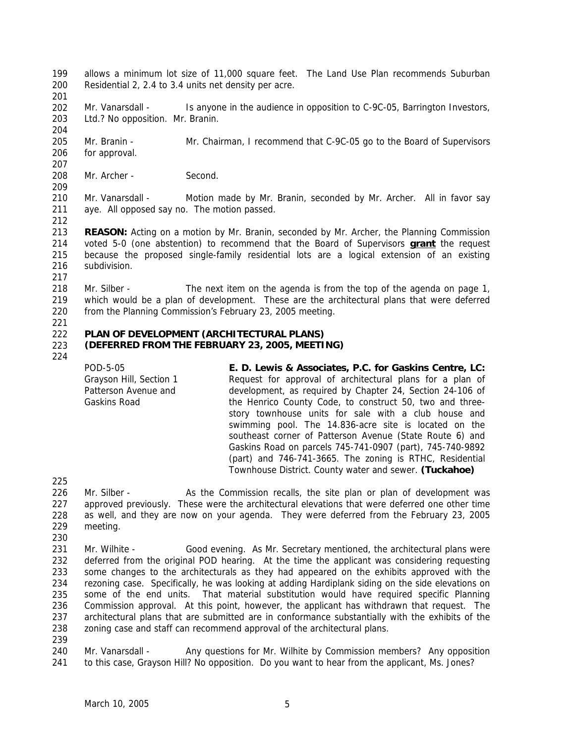allows a minimum lot size of 11,000 square feet. The Land Use Plan recommends Suburban Residential 2, 2.4 to 3.4 units net density per acre.

Mr. Vanarsdall - Is anyone in the audience in opposition to C-9C-05, Barrington Investors, Ltd.? No opposition. Mr. Branin.

Mr. Branin - Mr. Chairman, I recommend that C-9C-05 go to the Board of Supervisors for approval.

Mr. Archer - Second.

Mr. Vanarsdall - Motion made by Mr. Branin, seconded by Mr. Archer. All in favor say aye. All opposed say no. The motion passed.

**REASON:** Acting on a motion by Mr. Branin, seconded by Mr. Archer, the Planning Commission voted 5-0 (one abstention) to recommend that the Board of Supervisors **grant** the request because the proposed single-family residential lots are a logical extension of an existing subdivision.

Mr. Silber - The next item on the agenda is from the top of the agenda on page 1, which would be a plan of development. These are the architectural plans that were deferred from the Planning Commission's February 23, 2005 meeting.

**PLAN OF DEVELOPMENT (ARCHITECTURAL PLANS)**
**(DEFERRED FROM THE FEBRUARY 23, 2005, MEETING)**

POD-5-05
Grayson Hill, Section 1
Patterson Avenue and
Gaskins Road

**E. D. Lewis & Associates, P.C. for Gaskins Centre, LC:** Request for approval of architectural plans for a plan of development, as required by Chapter 24, Section 24-106 of the Henrico County Code, to construct 50, two and three-story townhouse units for sale with a club house and swimming pool. The 14.836-acre site is located on the southeast corner of Patterson Avenue (State Route 6) and Gaskins Road on parcels 745-741-0907 (part), 745-740-9892 (part) and 746-741-3665. The zoning is RTHC, Residential Townhouse District. County water and sewer. **(Tuckahoe)**

Mr. Silber - As the Commission recalls, the site plan or plan of development was approved previously. These were the architectural elevations that were deferred one other time as well, and they are now on your agenda. They were deferred from the February 23, 2005 meeting.

Mr. Wilhite - Good evening. As Mr. Secretary mentioned, the architectural plans were deferred from the original POD hearing. At the time the applicant was considering requesting some changes to the architecturals as they had appeared on the exhibits approved with the rezoning case. Specifically, he was looking at adding Hardiplank siding on the side elevations on some of the end units. That material substitution would have required specific Planning Commission approval. At this point, however, the applicant has withdrawn that request. The architectural plans that are submitted are in conformance substantially with the exhibits of the zoning case and staff can recommend approval of the architectural plans.

Mr. Vanarsdall - Any questions for Mr. Wilhite by Commission members? Any opposition to this case, Grayson Hill? No opposition. Do you want to hear from the applicant, Ms. Jones?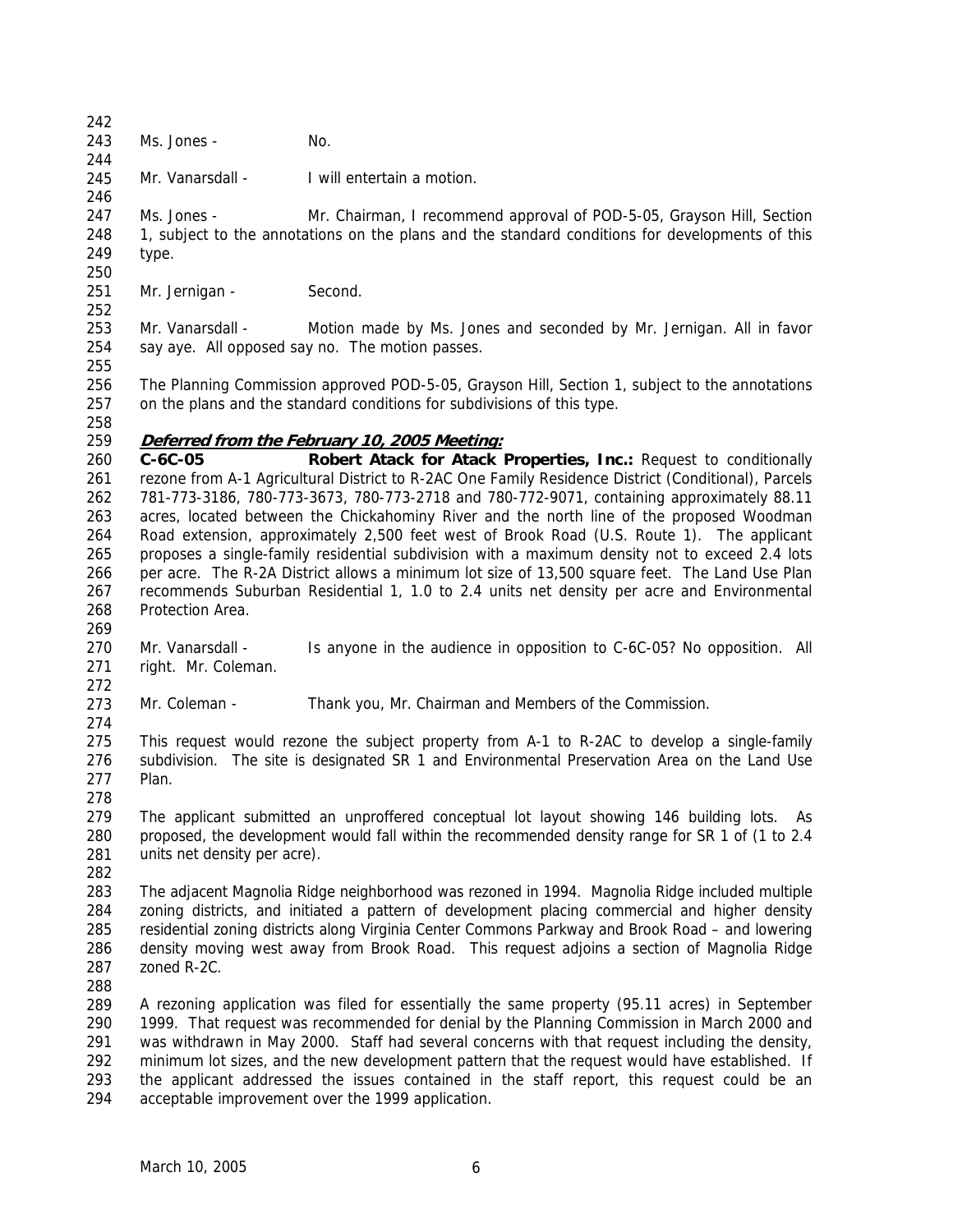Ms. Jones - No.

Mr. Vanarsdall - I will entertain a motion.

Ms. Jones - Mr. Chairman, I recommend approval of POD-5-05, Grayson Hill, Section 1, subject to the annotations on the plans and the standard conditions for developments of this type.

Mr. Jernigan - Second.

Mr. Vanarsdall - Motion made by Ms. Jones and seconded by Mr. Jernigan. All in favor say aye. All opposed say no. The motion passes.

The Planning Commission approved POD-5-05, Grayson Hill, Section 1, subject to the annotations on the plans and the standard conditions for subdivisions of this type.

***Deferred from the February 10, 2005 Meeting:***

**C-6C-05 Robert Atack for Atack Properties, Inc.:** Request to conditionally rezone from A-1 Agricultural District to R-2AC One Family Residence District (Conditional), Parcels 781-773-3186, 780-773-3673, 780-773-2718 and 780-772-9071, containing approximately 88.11 acres, located between the Chickahominy River and the north line of the proposed Woodman Road extension, approximately 2,500 feet west of Brook Road (U.S. Route 1). The applicant proposes a single-family residential subdivision with a maximum density not to exceed 2.4 lots per acre. The R-2A District allows a minimum lot size of 13,500 square feet. The Land Use Plan recommends Suburban Residential 1, 1.0 to 2.4 units net density per acre and Environmental Protection Area.

Mr. Vanarsdall - Is anyone in the audience in opposition to C-6C-05? No opposition. All right. Mr. Coleman.

Mr. Coleman - Thank you, Mr. Chairman and Members of the Commission.

This request would rezone the subject property from A-1 to R-2AC to develop a single-family subdivision. The site is designated SR 1 and Environmental Preservation Area on the Land Use Plan.

The applicant submitted an unproffered conceptual lot layout showing 146 building lots. As proposed, the development would fall within the recommended density range for SR 1 of (1 to 2.4 units net density per acre).

The adjacent Magnolia Ridge neighborhood was rezoned in 1994. Magnolia Ridge included multiple zoning districts, and initiated a pattern of development placing commercial and higher density residential zoning districts along Virginia Center Commons Parkway and Brook Road – and lowering density moving west away from Brook Road. This request adjoins a section of Magnolia Ridge zoned R-2C.

A rezoning application was filed for essentially the same property (95.11 acres) in September 1999. That request was recommended for denial by the Planning Commission in March 2000 and was withdrawn in May 2000. Staff had several concerns with that request including the density, minimum lot sizes, and the new development pattern that the request would have established. If the applicant addressed the issues contained in the staff report, this request could be an acceptable improvement over the 1999 application.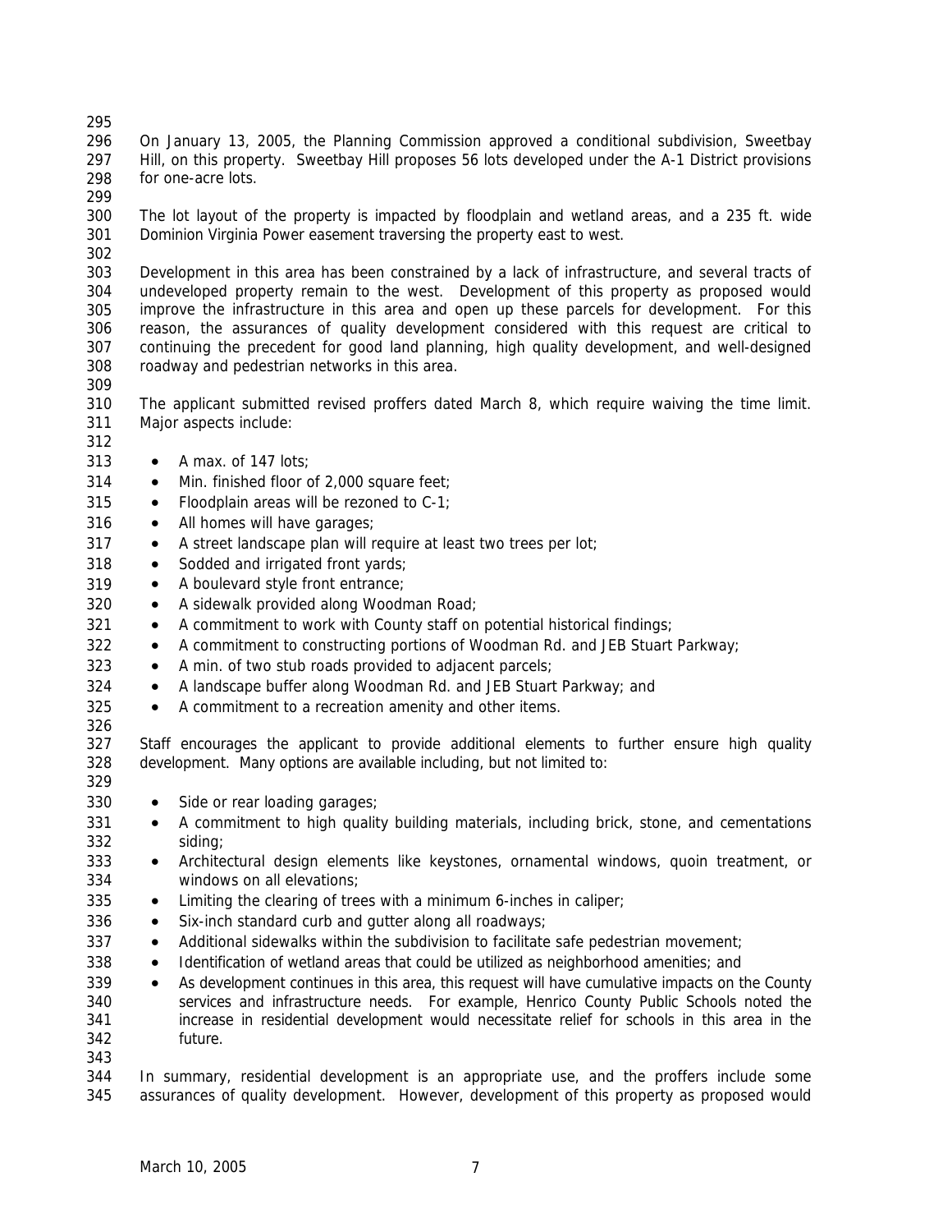On January 13, 2005, the Planning Commission approved a conditional subdivision, Sweetbay Hill, on this property. Sweetbay Hill proposes 56 lots developed under the A-1 District provisions for one-acre lots.

The lot layout of the property is impacted by floodplain and wetland areas, and a 235 ft. wide Dominion Virginia Power easement traversing the property east to west.

Development in this area has been constrained by a lack of infrastructure, and several tracts of undeveloped property remain to the west. Development of this property as proposed would improve the infrastructure in this area and open up these parcels for development. For this reason, the assurances of quality development considered with this request are critical to continuing the precedent for good land planning, high quality development, and well-designed roadway and pedestrian networks in this area.

The applicant submitted revised proffers dated March 8, which require waiving the time limit. Major aspects include:

- A max. of 147 lots;
- Min. finished floor of 2,000 square feet;
- Floodplain areas will be rezoned to C-1;
- All homes will have garages;
- A street landscape plan will require at least two trees per lot;
- Sodded and irrigated front yards;
- A boulevard style front entrance;
- A sidewalk provided along Woodman Road;
- A commitment to work with County staff on potential historical findings;
- A commitment to constructing portions of Woodman Rd. and JEB Stuart Parkway;
- A min. of two stub roads provided to adjacent parcels;
- A landscape buffer along Woodman Rd. and JEB Stuart Parkway; and
- A commitment to a recreation amenity and other items.

Staff encourages the applicant to provide additional elements to further ensure high quality development. Many options are available including, but not limited to:

- Side or rear loading garages;
- A commitment to high quality building materials, including brick, stone, and cementations siding;
- Architectural design elements like keystones, ornamental windows, quoin treatment, or windows on all elevations;
- Limiting the clearing of trees with a minimum 6-inches in caliper;
- Six-inch standard curb and gutter along all roadways;
- Additional sidewalks within the subdivision to facilitate safe pedestrian movement;
- Identification of wetland areas that could be utilized as neighborhood amenities; and
- As development continues in this area, this request will have cumulative impacts on the County services and infrastructure needs. For example, Henrico County Public Schools noted the increase in residential development would necessitate relief for schools in this area in the future.

In summary, residential development is an appropriate use, and the proffers include some assurances of quality development. However, development of this property as proposed would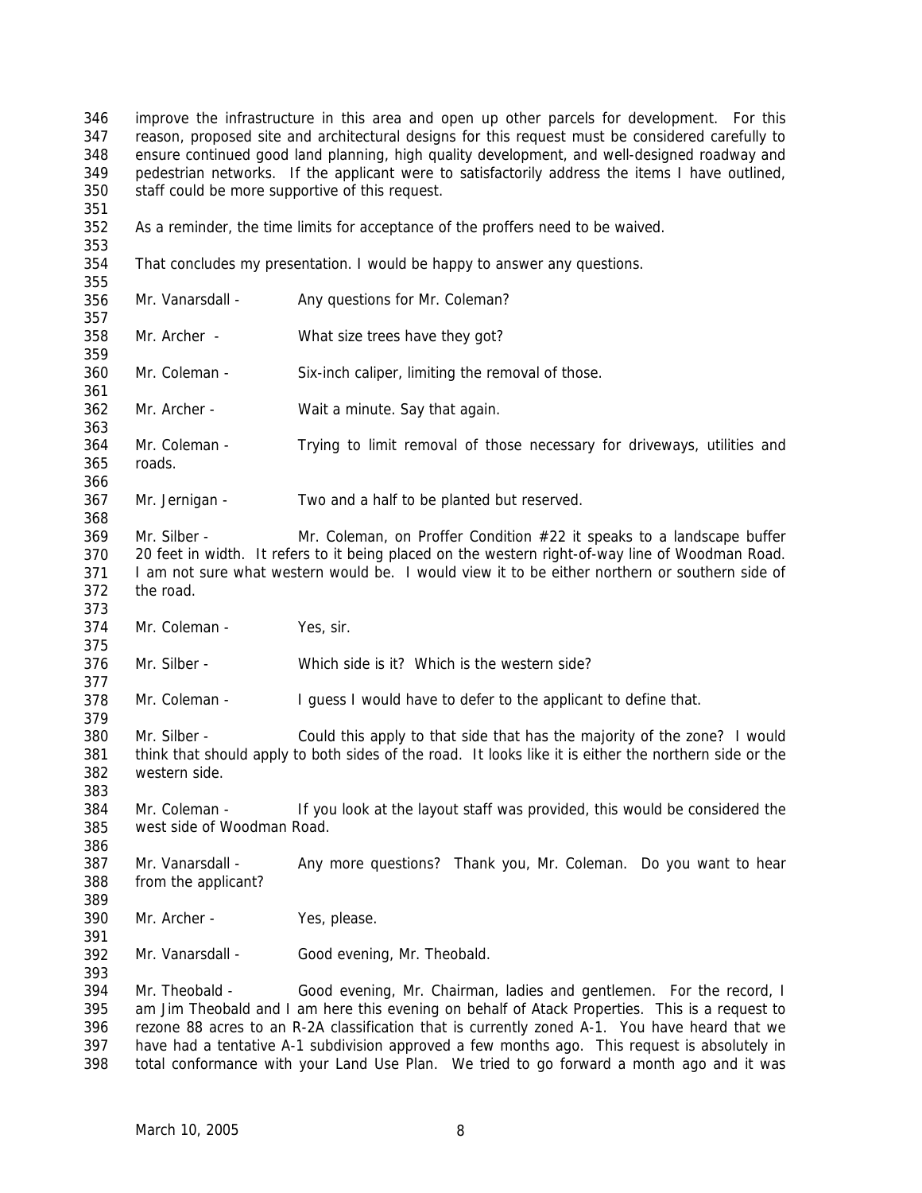improve the infrastructure in this area and open up other parcels for development. For this reason, proposed site and architectural designs for this request must be considered carefully to ensure continued good land planning, high quality development, and well-designed roadway and pedestrian networks. If the applicant were to satisfactorily address the items I have outlined, staff could be more supportive of this request.

As a reminder, the time limits for acceptance of the proffers need to be waived.

That concludes my presentation. I would be happy to answer any questions.

Mr. Vanarsdall - Any questions for Mr. Coleman?

Mr. Archer - What size trees have they got?

Mr. Coleman - Six-inch caliper, limiting the removal of those.

Mr. Archer - Wait a minute. Say that again.

Mr. Coleman - Trying to limit removal of those necessary for driveways, utilities and roads.

Mr. Jernigan - Two and a half to be planted but reserved.

Mr. Silber - Mr. Coleman, on Proffer Condition #22 it speaks to a landscape buffer 20 feet in width. It refers to it being placed on the western right-of-way line of Woodman Road. I am not sure what western would be. I would view it to be either northern or southern side of the road.

Mr. Coleman - Yes, sir.

Mr. Silber - Which side is it? Which is the western side?

Mr. Coleman - I guess I would have to defer to the applicant to define that.

Mr. Silber - Could this apply to that side that has the majority of the zone? I would think that should apply to both sides of the road. It looks like it is either the northern side or the western side.

Mr. Coleman - If you look at the layout staff was provided, this would be considered the west side of Woodman Road.

Mr. Vanarsdall - Any more questions? Thank you, Mr. Coleman. Do you want to hear from the applicant?

Mr. Archer - Yes, please.

Mr. Vanarsdall - Good evening, Mr. Theobald.

Mr. Theobald - Good evening, Mr. Chairman, ladies and gentlemen. For the record, I am Jim Theobald and I am here this evening on behalf of Atack Properties. This is a request to rezone 88 acres to an R-2A classification that is currently zoned A-1. You have heard that we have had a tentative A-1 subdivision approved a few months ago. This request is absolutely in total conformance with your Land Use Plan. We tried to go forward a month ago and it was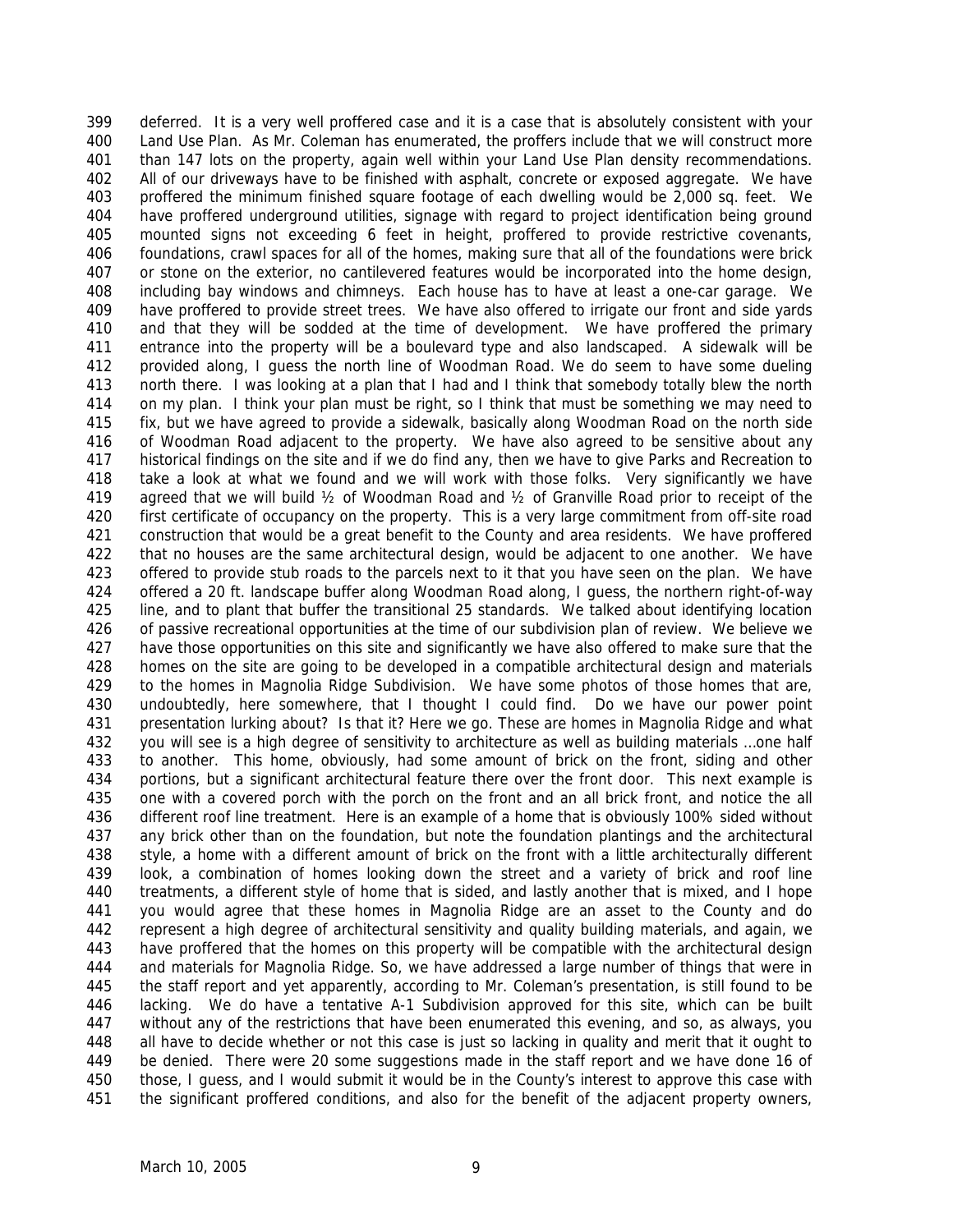deferred. It is a very well proffered case and it is a case that is absolutely consistent with your Land Use Plan. As Mr. Coleman has enumerated, the proffers include that we will construct more than 147 lots on the property, again well within your Land Use Plan density recommendations. All of our driveways have to be finished with asphalt, concrete or exposed aggregate. We have proffered the minimum finished square footage of each dwelling would be 2,000 sq. feet. We have proffered underground utilities, signage with regard to project identification being ground mounted signs not exceeding 6 feet in height, proffered to provide restrictive covenants, foundations, crawl spaces for all of the homes, making sure that all of the foundations were brick or stone on the exterior, no cantilevered features would be incorporated into the home design, including bay windows and chimneys. Each house has to have at least a one-car garage. We have proffered to provide street trees. We have also offered to irrigate our front and side yards and that they will be sodded at the time of development. We have proffered the primary entrance into the property will be a boulevard type and also landscaped. A sidewalk will be provided along, I guess the north line of Woodman Road. We do seem to have some dueling north there. I was looking at a plan that I had and I think that somebody totally blew the north on my plan. I think your plan must be right, so I think that must be something we may need to fix, but we have agreed to provide a sidewalk, basically along Woodman Road on the north side of Woodman Road adjacent to the property. We have also agreed to be sensitive about any historical findings on the site and if we do find any, then we have to give Parks and Recreation to take a look at what we found and we will work with those folks. Very significantly we have agreed that we will build ½ of Woodman Road and ½ of Granville Road prior to receipt of the first certificate of occupancy on the property. This is a very large commitment from off-site road construction that would be a great benefit to the County and area residents. We have proffered that no houses are the same architectural design, would be adjacent to one another. We have offered to provide stub roads to the parcels next to it that you have seen on the plan. We have offered a 20 ft. landscape buffer along Woodman Road along, I guess, the northern right-of-way line, and to plant that buffer the transitional 25 standards. We talked about identifying location of passive recreational opportunities at the time of our subdivision plan of review. We believe we have those opportunities on this site and significantly we have also offered to make sure that the homes on the site are going to be developed in a compatible architectural design and materials to the homes in Magnolia Ridge Subdivision. We have some photos of those homes that are, undoubtedly, here somewhere, that I thought I could find. Do we have our power point presentation lurking about? Is that it? Here we go. These are homes in Magnolia Ridge and what you will see is a high degree of sensitivity to architecture as well as building materials …one half to another. This home, obviously, had some amount of brick on the front, siding and other portions, but a significant architectural feature there over the front door. This next example is one with a covered porch with the porch on the front and an all brick front, and notice the all different roof line treatment. Here is an example of a home that is obviously 100% sided without any brick other than on the foundation, but note the foundation plantings and the architectural style, a home with a different amount of brick on the front with a little architecturally different look, a combination of homes looking down the street and a variety of brick and roof line treatments, a different style of home that is sided, and lastly another that is mixed, and I hope you would agree that these homes in Magnolia Ridge are an asset to the County and do represent a high degree of architectural sensitivity and quality building materials, and again, we have proffered that the homes on this property will be compatible with the architectural design and materials for Magnolia Ridge. So, we have addressed a large number of things that were in the staff report and yet apparently, according to Mr. Coleman's presentation, is still found to be lacking. We do have a tentative A-1 Subdivision approved for this site, which can be built without any of the restrictions that have been enumerated this evening, and so, as always, you all have to decide whether or not this case is just so lacking in quality and merit that it ought to be denied. There were 20 some suggestions made in the staff report and we have done 16 of those, I guess, and I would submit it would be in the County's interest to approve this case with the significant proffered conditions, and also for the benefit of the adjacent property owners,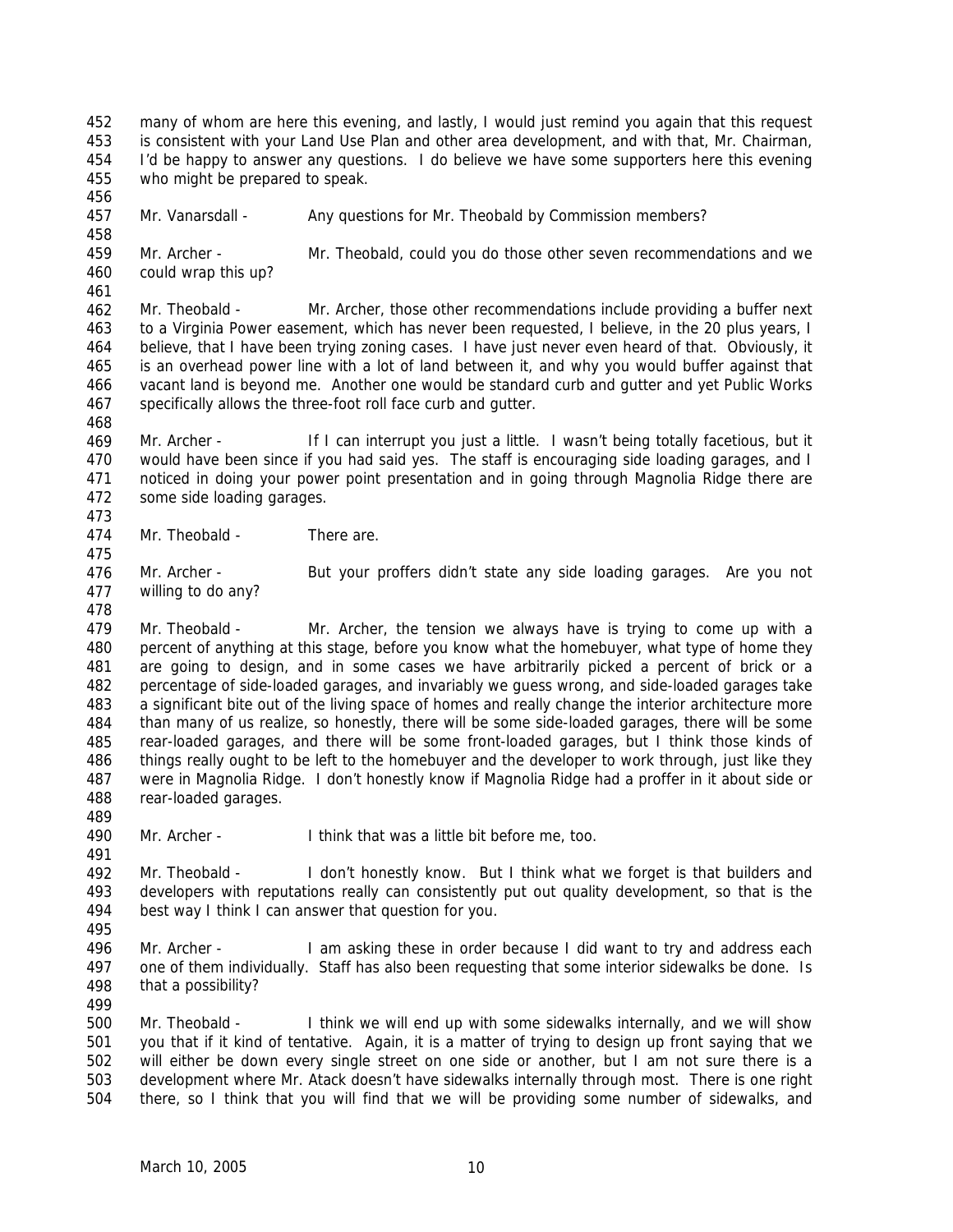many of whom are here this evening, and lastly, I would just remind you again that this request is consistent with your Land Use Plan and other area development, and with that, Mr. Chairman, I'd be happy to answer any questions. I do believe we have some supporters here this evening who might be prepared to speak.

Mr. Vanarsdall - Any questions for Mr. Theobald by Commission members?

Mr. Archer - Mr. Theobald, could you do those other seven recommendations and we could wrap this up?

Mr. Theobald - Mr. Archer, those other recommendations include providing a buffer next to a Virginia Power easement, which has never been requested, I believe, in the 20 plus years, I believe, that I have been trying zoning cases. I have just never even heard of that. Obviously, it is an overhead power line with a lot of land between it, and why you would buffer against that vacant land is beyond me. Another one would be standard curb and gutter and yet Public Works specifically allows the three-foot roll face curb and gutter.

Mr. Archer - If I can interrupt you just a little. I wasn't being totally facetious, but it would have been since if you had said yes. The staff is encouraging side loading garages, and I noticed in doing your power point presentation and in going through Magnolia Ridge there are some side loading garages.

Mr. Theobald - There are.

Mr. Archer - But your proffers didn't state any side loading garages. Are you not willing to do any?

Mr. Theobald - Mr. Archer, the tension we always have is trying to come up with a percent of anything at this stage, before you know what the homebuyer, what type of home they are going to design, and in some cases we have arbitrarily picked a percent of brick or a percentage of side-loaded garages, and invariably we guess wrong, and side-loaded garages take a significant bite out of the living space of homes and really change the interior architecture more than many of us realize, so honestly, there will be some side-loaded garages, there will be some rear-loaded garages, and there will be some front-loaded garages, but I think those kinds of things really ought to be left to the homebuyer and the developer to work through, just like they were in Magnolia Ridge. I don't honestly know if Magnolia Ridge had a proffer in it about side or rear-loaded garages.

Mr. Archer - I think that was a little bit before me, too.

Mr. Theobald - I don't honestly know. But I think what we forget is that builders and developers with reputations really can consistently put out quality development, so that is the best way I think I can answer that question for you.

Mr. Archer - I am asking these in order because I did want to try and address each one of them individually. Staff has also been requesting that some interior sidewalks be done. Is that a possibility?

Mr. Theobald - I think we will end up with some sidewalks internally, and we will show you that if it kind of tentative. Again, it is a matter of trying to design up front saying that we will either be down every single street on one side or another, but I am not sure there is a development where Mr. Atack doesn't have sidewalks internally through most. There is one right there, so I think that you will find that we will be providing some number of sidewalks, and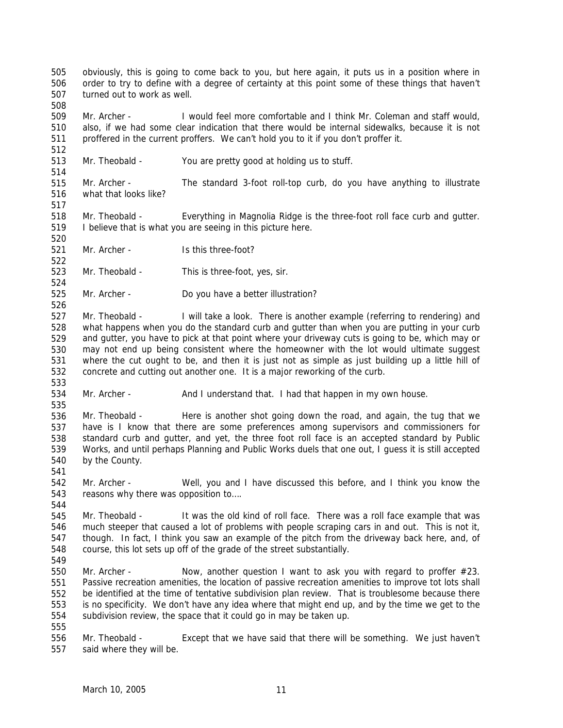obviously, this is going to come back to you, but here again, it puts us in a position where in order to try to define with a degree of certainty at this point some of these things that haven't turned out to work as well.

Mr. Archer - I would feel more comfortable and I think Mr. Coleman and staff would, also, if we had some clear indication that there would be internal sidewalks, because it is not proffered in the current proffers. We can't hold you to it if you don't proffer it.

Mr. Theobald - You are pretty good at holding us to stuff.

Mr. Archer - The standard 3-foot roll-top curb, do you have anything to illustrate what that looks like?

Mr. Theobald - Everything in Magnolia Ridge is the three-foot roll face curb and gutter. I believe that is what you are seeing in this picture here.

Mr. Archer - Is this three-foot?

Mr. Theobald - This is three-foot, yes, sir.

Mr. Archer - Do you have a better illustration?

Mr. Theobald - I will take a look. There is another example (referring to rendering) and what happens when you do the standard curb and gutter than when you are putting in your curb and gutter, you have to pick at that point where your driveway cuts is going to be, which may or may not end up being consistent where the homeowner with the lot would ultimate suggest where the cut ought to be, and then it is just not as simple as just building up a little hill of concrete and cutting out another one. It is a major reworking of the curb.

Mr. Archer - And I understand that. I had that happen in my own house.

Mr. Theobald - Here is another shot going down the road, and again, the tug that we have is I know that there are some preferences among supervisors and commissioners for standard curb and gutter, and yet, the three foot roll face is an accepted standard by Public Works, and until perhaps Planning and Public Works duels that one out, I guess it is still accepted by the County.

Mr. Archer - Well, you and I have discussed this before, and I think you know the reasons why there was opposition to….

Mr. Theobald - It was the old kind of roll face. There was a roll face example that was much steeper that caused a lot of problems with people scraping cars in and out. This is not it, though. In fact, I think you saw an example of the pitch from the driveway back here, and, of course, this lot sets up off of the grade of the street substantially.

Mr. Archer - Now, another question I want to ask you with regard to proffer #23. Passive recreation amenities, the location of passive recreation amenities to improve tot lots shall be identified at the time of tentative subdivision plan review. That is troublesome because there is no specificity. We don't have any idea where that might end up, and by the time we get to the subdivision review, the space that it could go in may be taken up.

Mr. Theobald - Except that we have said that there will be something. We just haven't said where they will be.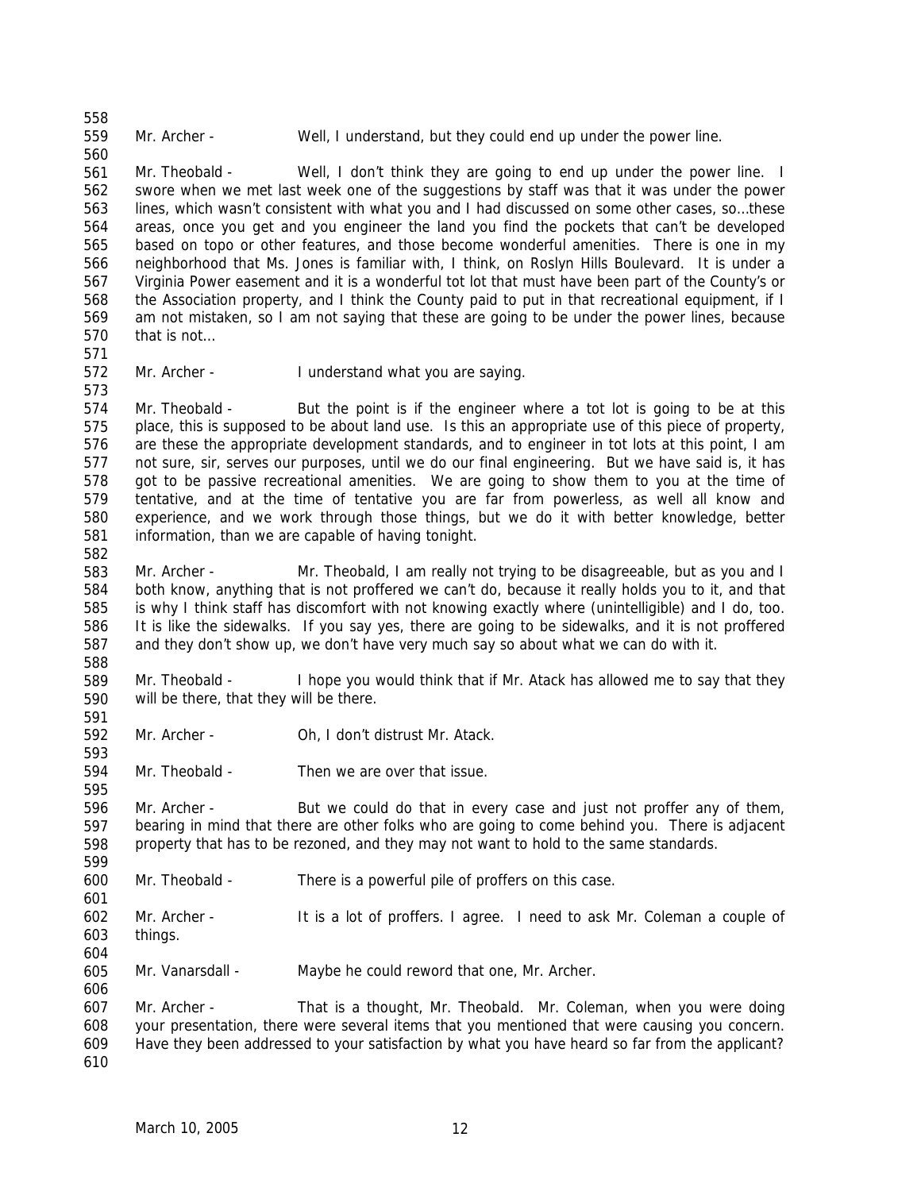Mr. Archer - Well, I understand, but they could end up under the power line.

Mr. Theobald - Well, I don't think they are going to end up under the power line. I swore when we met last week one of the suggestions by staff was that it was under the power lines, which wasn't consistent with what you and I had discussed on some other cases, so…these areas, once you get and you engineer the land you find the pockets that can't be developed based on topo or other features, and those become wonderful amenities. There is one in my neighborhood that Ms. Jones is familiar with, I think, on Roslyn Hills Boulevard. It is under a Virginia Power easement and it is a wonderful tot lot that must have been part of the County's or the Association property, and I think the County paid to put in that recreational equipment, if I am not mistaken, so I am not saying that these are going to be under the power lines, because that is not…

Mr. Archer - I understand what you are saying.

Mr. Theobald - But the point is if the engineer where a tot lot is going to be at this place, this is supposed to be about land use. Is this an appropriate use of this piece of property, are these the appropriate development standards, and to engineer in tot lots at this point, I am not sure, sir, serves our purposes, until we do our final engineering. But we have said is, it has got to be passive recreational amenities. We are going to show them to you at the time of tentative, and at the time of tentative you are far from powerless, as well all know and experience, and we work through those things, but we do it with better knowledge, better information, than we are capable of having tonight.

Mr. Archer - Mr. Theobald, I am really not trying to be disagreeable, but as you and I both know, anything that is not proffered we can't do, because it really holds you to it, and that is why I think staff has discomfort with not knowing exactly where (unintelligible) and I do, too. It is like the sidewalks. If you say yes, there are going to be sidewalks, and it is not proffered and they don't show up, we don't have very much say so about what we can do with it.

Mr. Theobald - I hope you would think that if Mr. Atack has allowed me to say that they will be there, that they will be there.

Mr. Archer - Oh, I don't distrust Mr. Atack.

Mr. Theobald - Then we are over that issue.

Mr. Archer - But we could do that in every case and just not proffer any of them, bearing in mind that there are other folks who are going to come behind you. There is adjacent property that has to be rezoned, and they may not want to hold to the same standards.

Mr. Theobald - There is a powerful pile of proffers on this case.

Mr. Archer - It is a lot of proffers. I agree. I need to ask Mr. Coleman a couple of things.

Mr. Vanarsdall - Maybe he could reword that one, Mr. Archer.

Mr. Archer - That is a thought, Mr. Theobald. Mr. Coleman, when you were doing your presentation, there were several items that you mentioned that were causing you concern. Have they been addressed to your satisfaction by what you have heard so far from the applicant?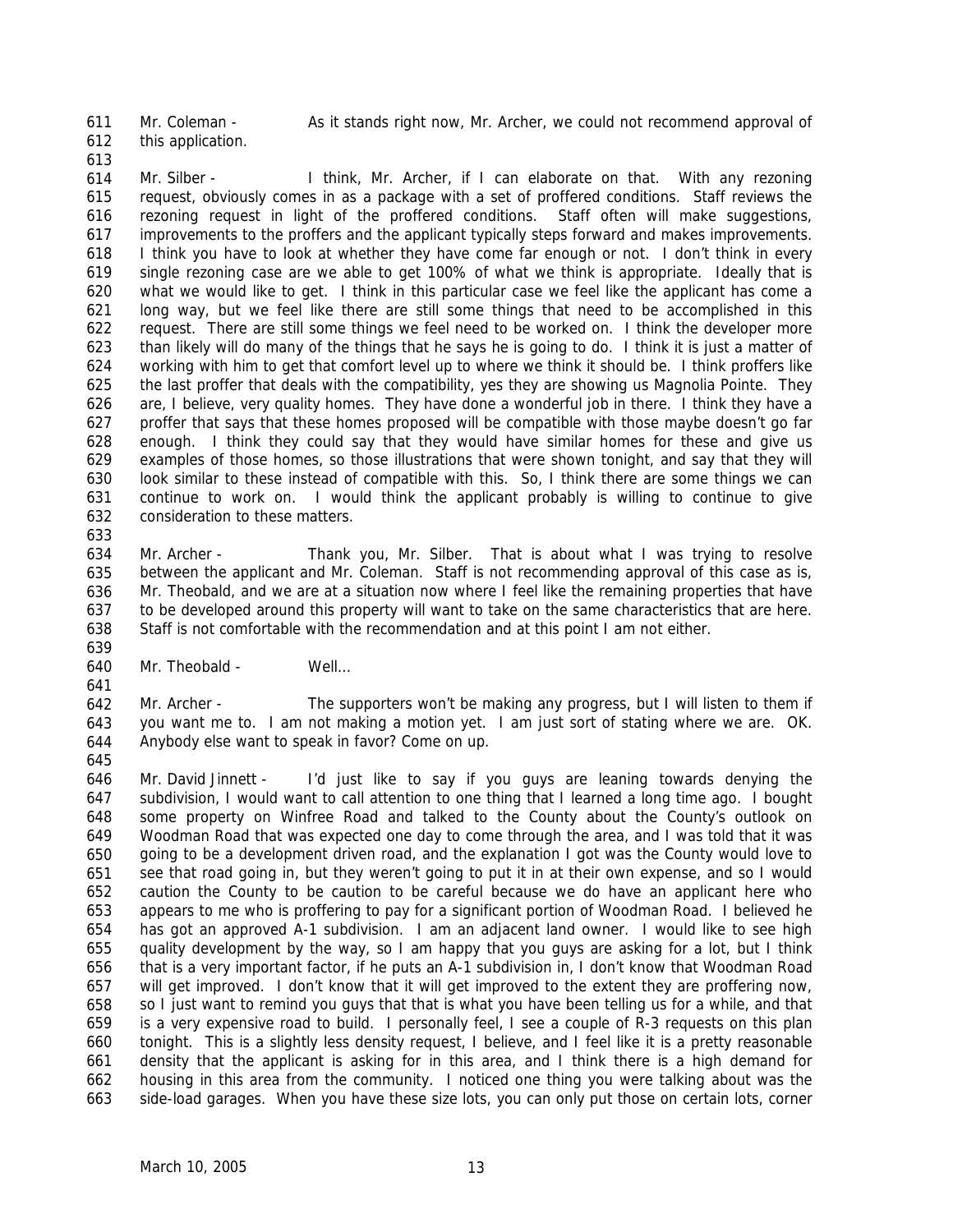Mr. Coleman - As it stands right now, Mr. Archer, we could not recommend approval of this application.

Mr. Silber - I think, Mr. Archer, if I can elaborate on that. With any rezoning request, obviously comes in as a package with a set of proffered conditions. Staff reviews the rezoning request in light of the proffered conditions. Staff often will make suggestions, improvements to the proffers and the applicant typically steps forward and makes improvements. I think you have to look at whether they have come far enough or not. I don't think in every single rezoning case are we able to get 100% of what we think is appropriate. Ideally that is what we would like to get. I think in this particular case we feel like the applicant has come a long way, but we feel like there are still some things that need to be accomplished in this request. There are still some things we feel need to be worked on. I think the developer more than likely will do many of the things that he says he is going to do. I think it is just a matter of working with him to get that comfort level up to where we think it should be. I think proffers like the last proffer that deals with the compatibility, yes they are showing us Magnolia Pointe. They are, I believe, very quality homes. They have done a wonderful job in there. I think they have a proffer that says that these homes proposed will be compatible with those maybe doesn't go far enough. I think they could say that they would have similar homes for these and give us examples of those homes, so those illustrations that were shown tonight, and say that they will look similar to these instead of compatible with this. So, I think there are some things we can continue to work on. I would think the applicant probably is willing to continue to give consideration to these matters.

Mr. Archer - Thank you, Mr. Silber. That is about what I was trying to resolve between the applicant and Mr. Coleman. Staff is not recommending approval of this case as is, Mr. Theobald, and we are at a situation now where I feel like the remaining properties that have to be developed around this property will want to take on the same characteristics that are here. Staff is not comfortable with the recommendation and at this point I am not either.

Mr. Theobald - Well…

Mr. Archer - The supporters won't be making any progress, but I will listen to them if you want me to. I am not making a motion yet. I am just sort of stating where we are. OK. Anybody else want to speak in favor? Come on up.

Mr. David Jinnett - I'd just like to say if you guys are leaning towards denying the subdivision, I would want to call attention to one thing that I learned a long time ago. I bought some property on Winfree Road and talked to the County about the County's outlook on Woodman Road that was expected one day to come through the area, and I was told that it was going to be a development driven road, and the explanation I got was the County would love to see that road going in, but they weren't going to put it in at their own expense, and so I would caution the County to be caution to be careful because we do have an applicant here who appears to me who is proffering to pay for a significant portion of Woodman Road. I believed he has got an approved A-1 subdivision. I am an adjacent land owner. I would like to see high quality development by the way, so I am happy that you guys are asking for a lot, but I think that is a very important factor, if he puts an A-1 subdivision in, I don't know that Woodman Road will get improved. I don't know that it will get improved to the extent they are proffering now, so I just want to remind you guys that that is what you have been telling us for a while, and that is a very expensive road to build. I personally feel, I see a couple of R-3 requests on this plan tonight. This is a slightly less density request, I believe, and I feel like it is a pretty reasonable density that the applicant is asking for in this area, and I think there is a high demand for housing in this area from the community. I noticed one thing you were talking about was the side-load garages. When you have these size lots, you can only put those on certain lots, corner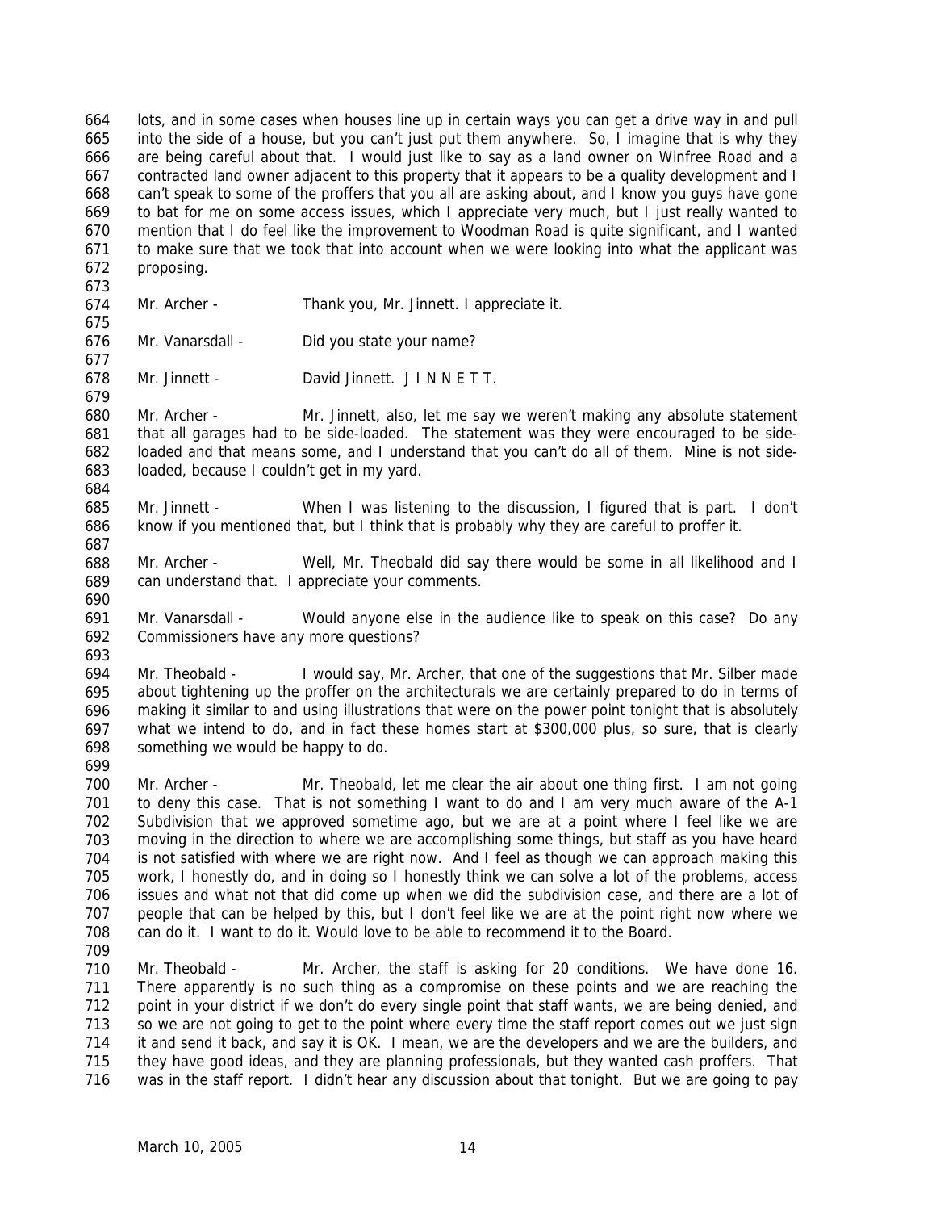lots, and in some cases when houses line up in certain ways you can get a drive way in and pull into the side of a house, but you can't just put them anywhere. So, I imagine that is why they are being careful about that. I would just like to say as a land owner on Winfree Road and a contracted land owner adjacent to this property that it appears to be a quality development and I can't speak to some of the proffers that you all are asking about, and I know you guys have gone to bat for me on some access issues, which I appreciate very much, but I just really wanted to mention that I do feel like the improvement to Woodman Road is quite significant, and I wanted to make sure that we took that into account when we were looking into what the applicant was proposing.

Mr. Archer - Thank you, Mr. Jinnett. I appreciate it.

Mr. Vanarsdall - Did you state your name?

Mr. Jinnett - David Jinnett. J I N N E T T.

Mr. Archer - Mr. Jinnett, also, let me say we weren't making any absolute statement that all garages had to be side-loaded. The statement was they were encouraged to be side-loaded and that means some, and I understand that you can't do all of them. Mine is not side-loaded, because I couldn't get in my yard.

Mr. Jinnett - When I was listening to the discussion, I figured that is part. I don't know if you mentioned that, but I think that is probably why they are careful to proffer it.

Mr. Archer - Well, Mr. Theobald did say there would be some in all likelihood and I can understand that. I appreciate your comments.

Mr. Vanarsdall - Would anyone else in the audience like to speak on this case? Do any Commissioners have any more questions?

Mr. Theobald - I would say, Mr. Archer, that one of the suggestions that Mr. Silber made about tightening up the proffer on the architecturals we are certainly prepared to do in terms of making it similar to and using illustrations that were on the power point tonight that is absolutely what we intend to do, and in fact these homes start at $300,000 plus, so sure, that is clearly something we would be happy to do.

Mr. Archer - Mr. Theobald, let me clear the air about one thing first. I am not going to deny this case. That is not something I want to do and I am very much aware of the A-1 Subdivision that we approved sometime ago, but we are at a point where I feel like we are moving in the direction to where we are accomplishing some things, but staff as you have heard is not satisfied with where we are right now. And I feel as though we can approach making this work, I honestly do, and in doing so I honestly think we can solve a lot of the problems, access issues and what not that did come up when we did the subdivision case, and there are a lot of people that can be helped by this, but I don't feel like we are at the point right now where we can do it. I want to do it. Would love to be able to recommend it to the Board.

Mr. Theobald - Mr. Archer, the staff is asking for 20 conditions. We have done 16. There apparently is no such thing as a compromise on these points and we are reaching the point in your district if we don't do every single point that staff wants, we are being denied, and so we are not going to get to the point where every time the staff report comes out we just sign it and send it back, and say it is OK. I mean, we are the developers and we are the builders, and they have good ideas, and they are planning professionals, but they wanted cash proffers. That was in the staff report. I didn't hear any discussion about that tonight. But we are going to pay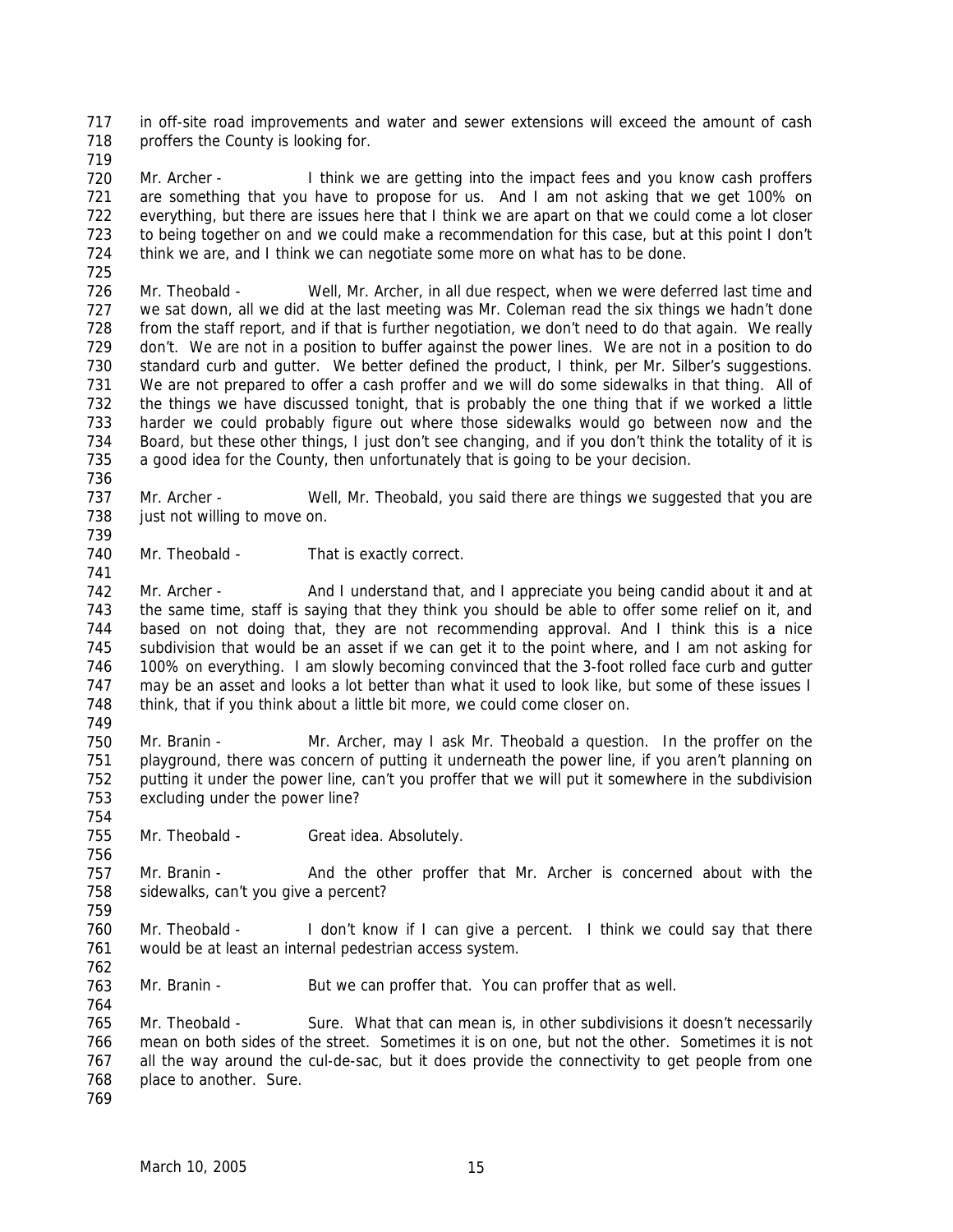in off-site road improvements and water and sewer extensions will exceed the amount of cash proffers the County is looking for.

Mr. Archer - I think we are getting into the impact fees and you know cash proffers are something that you have to propose for us. And I am not asking that we get 100% on everything, but there are issues here that I think we are apart on that we could come a lot closer to being together on and we could make a recommendation for this case, but at this point I don't think we are, and I think we can negotiate some more on what has to be done.

Mr. Theobald - Well, Mr. Archer, in all due respect, when we were deferred last time and we sat down, all we did at the last meeting was Mr. Coleman read the six things we hadn't done from the staff report, and if that is further negotiation, we don't need to do that again. We really don't. We are not in a position to buffer against the power lines. We are not in a position to do standard curb and gutter. We better defined the product, I think, per Mr. Silber's suggestions. We are not prepared to offer a cash proffer and we will do some sidewalks in that thing. All of the things we have discussed tonight, that is probably the one thing that if we worked a little harder we could probably figure out where those sidewalks would go between now and the Board, but these other things, I just don't see changing, and if you don't think the totality of it is a good idea for the County, then unfortunately that is going to be your decision.

Mr. Archer - Well, Mr. Theobald, you said there are things we suggested that you are just not willing to move on.

Mr. Theobald - That is exactly correct.

Mr. Archer - And I understand that, and I appreciate you being candid about it and at the same time, staff is saying that they think you should be able to offer some relief on it, and based on not doing that, they are not recommending approval. And I think this is a nice subdivision that would be an asset if we can get it to the point where, and I am not asking for 100% on everything. I am slowly becoming convinced that the 3-foot rolled face curb and gutter may be an asset and looks a lot better than what it used to look like, but some of these issues I think, that if you think about a little bit more, we could come closer on.

Mr. Branin - Mr. Archer, may I ask Mr. Theobald a question. In the proffer on the playground, there was concern of putting it underneath the power line, if you aren't planning on putting it under the power line, can't you proffer that we will put it somewhere in the subdivision excluding under the power line?

Mr. Theobald - Great idea. Absolutely.

Mr. Branin - And the other proffer that Mr. Archer is concerned about with the sidewalks, can't you give a percent?

Mr. Theobald - I don't know if I can give a percent. I think we could say that there would be at least an internal pedestrian access system.

Mr. Branin - But we can proffer that. You can proffer that as well.

Mr. Theobald - Sure. What that can mean is, in other subdivisions it doesn't necessarily mean on both sides of the street. Sometimes it is on one, but not the other. Sometimes it is not all the way around the cul-de-sac, but it does provide the connectivity to get people from one place to another. Sure.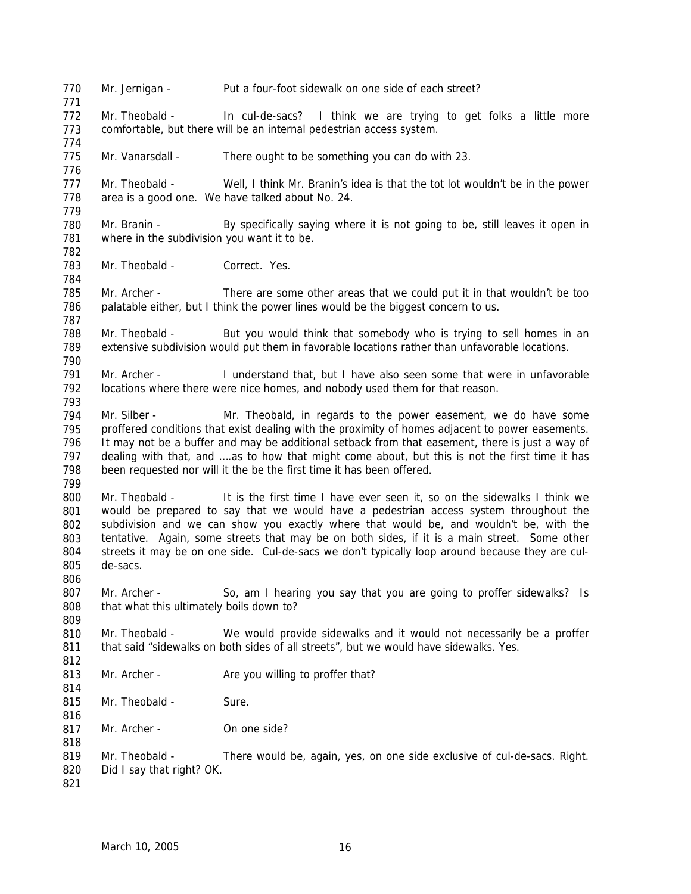770 Mr. Jernigan - Put a four-foot sidewalk on one side of each street?

772 Mr. Theobald - In cul-de-sacs? I think we are trying to get folks a little more
773 comfortable, but there will be an internal pedestrian access system.

775 Mr. Vanarsdall - There ought to be something you can do with 23.

777 Mr. Theobald - Well, I think Mr. Branin's idea is that the tot lot wouldn't be in the power
778 area is a good one. We have talked about No. 24.

780 Mr. Branin - By specifically saying where it is not going to be, still leaves it open in
781 where in the subdivision you want it to be.

783 Mr. Theobald - Correct. Yes.

785 Mr. Archer - There are some other areas that we could put it in that wouldn't be too
786 palatable either, but I think the power lines would be the biggest concern to us.

788 Mr. Theobald - But you would think that somebody who is trying to sell homes in an
789 extensive subdivision would put them in favorable locations rather than unfavorable locations.

791 Mr. Archer - I understand that, but I have also seen some that were in unfavorable
792 locations where there were nice homes, and nobody used them for that reason.

794 Mr. Silber - Mr. Theobald, in regards to the power easement, we do have some
795 proffered conditions that exist dealing with the proximity of homes adjacent to power easements.
796 It may not be a buffer and may be additional setback from that easement, there is just a way of
797 dealing with that, and ….as to how that might come about, but this is not the first time it has
798 been requested nor will it the be the first time it has been offered.

800 Mr. Theobald - It is the first time I have ever seen it, so on the sidewalks I think we
801 would be prepared to say that we would have a pedestrian access system throughout the
802 subdivision and we can show you exactly where that would be, and wouldn't be, with the
803 tentative. Again, some streets that may be on both sides, if it is a main street. Some other
804 streets it may be on one side. Cul-de-sacs we don't typically loop around because they are cul-
805 de-sacs.

807 Mr. Archer - So, am I hearing you say that you are going to proffer sidewalks? Is
808 that what this ultimately boils down to?

810 Mr. Theobald - We would provide sidewalks and it would not necessarily be a proffer
811 that said "sidewalks on both sides of all streets", but we would have sidewalks. Yes.

813 Mr. Archer - Are you willing to proffer that?

815 Mr. Theobald - Sure.

817 Mr. Archer - On one side?

819 Mr. Theobald - There would be, again, yes, on one side exclusive of cul-de-sacs. Right.
820 Did I say that right? OK.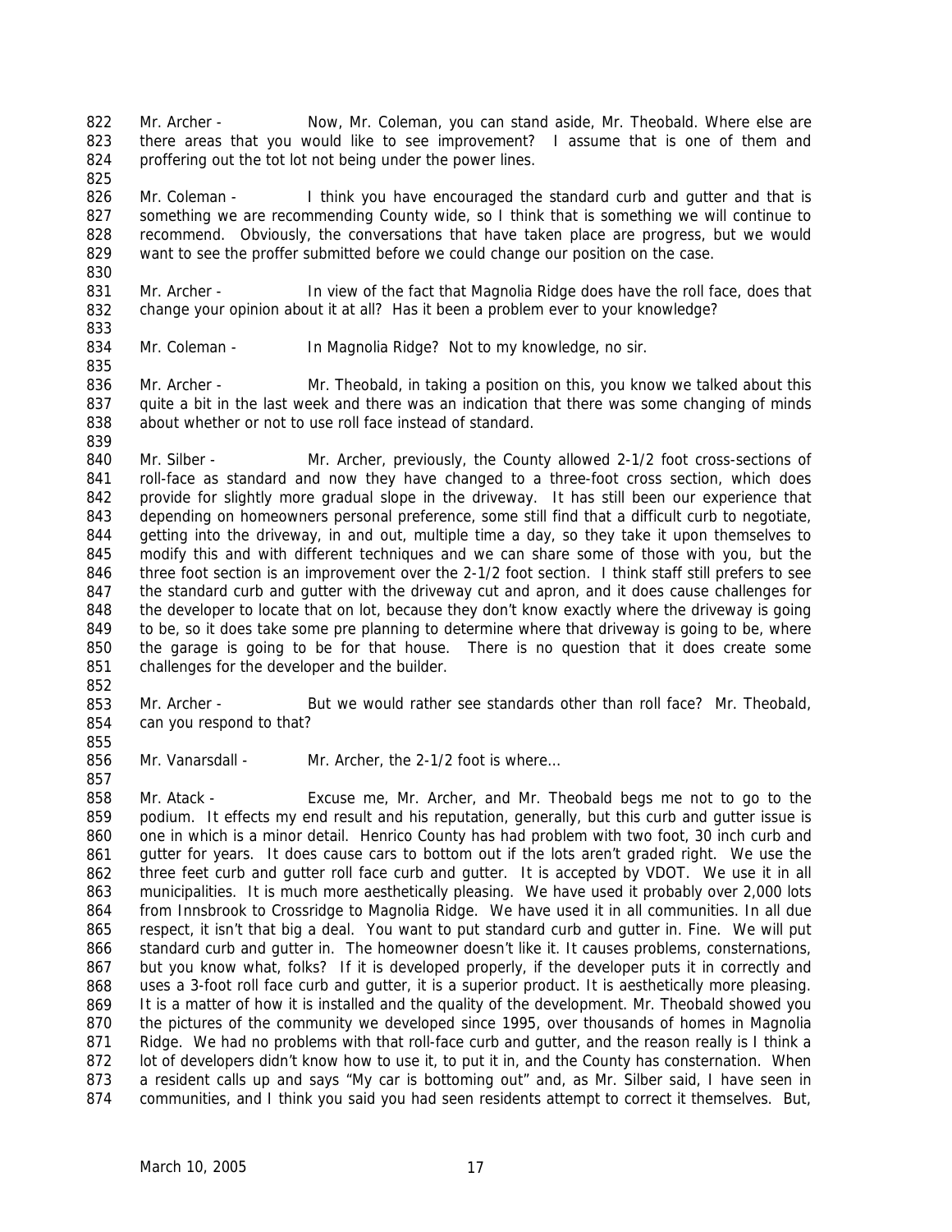Mr. Archer - Now, Mr. Coleman, you can stand aside, Mr. Theobald. Where else are there areas that you would like to see improvement? I assume that is one of them and proffering out the tot lot not being under the power lines.

Mr. Coleman - I think you have encouraged the standard curb and gutter and that is something we are recommending County wide, so I think that is something we will continue to recommend. Obviously, the conversations that have taken place are progress, but we would want to see the proffer submitted before we could change our position on the case.

Mr. Archer - In view of the fact that Magnolia Ridge does have the roll face, does that change your opinion about it at all? Has it been a problem ever to your knowledge?

Mr. Coleman - In Magnolia Ridge? Not to my knowledge, no sir.

Mr. Archer - Mr. Theobald, in taking a position on this, you know we talked about this quite a bit in the last week and there was an indication that there was some changing of minds about whether or not to use roll face instead of standard.

Mr. Silber - Mr. Archer, previously, the County allowed 2-1/2 foot cross-sections of roll-face as standard and now they have changed to a three-foot cross section, which does provide for slightly more gradual slope in the driveway. It has still been our experience that depending on homeowners personal preference, some still find that a difficult curb to negotiate, getting into the driveway, in and out, multiple time a day, so they take it upon themselves to modify this and with different techniques and we can share some of those with you, but the three foot section is an improvement over the 2-1/2 foot section. I think staff still prefers to see the standard curb and gutter with the driveway cut and apron, and it does cause challenges for the developer to locate that on lot, because they don't know exactly where the driveway is going to be, so it does take some pre planning to determine where that driveway is going to be, where the garage is going to be for that house. There is no question that it does create some challenges for the developer and the builder.

Mr. Archer - But we would rather see standards other than roll face? Mr. Theobald, can you respond to that?

Mr. Vanarsdall - Mr. Archer, the 2-1/2 foot is where…

Mr. Atack - Excuse me, Mr. Archer, and Mr. Theobald begs me not to go to the podium. It effects my end result and his reputation, generally, but this curb and gutter issue is one in which is a minor detail. Henrico County has had problem with two foot, 30 inch curb and gutter for years. It does cause cars to bottom out if the lots aren't graded right. We use the three feet curb and gutter roll face curb and gutter. It is accepted by VDOT. We use it in all municipalities. It is much more aesthetically pleasing. We have used it probably over 2,000 lots from Innsbrook to Crossridge to Magnolia Ridge. We have used it in all communities. In all due respect, it isn't that big a deal. You want to put standard curb and gutter in. Fine. We will put standard curb and gutter in. The homeowner doesn't like it. It causes problems, consternations, but you know what, folks? If it is developed properly, if the developer puts it in correctly and uses a 3-foot roll face curb and gutter, it is a superior product. It is aesthetically more pleasing. It is a matter of how it is installed and the quality of the development. Mr. Theobald showed you the pictures of the community we developed since 1995, over thousands of homes in Magnolia Ridge. We had no problems with that roll-face curb and gutter, and the reason really is I think a lot of developers didn't know how to use it, to put it in, and the County has consternation. When a resident calls up and says "My car is bottoming out" and, as Mr. Silber said, I have seen in communities, and I think you said you had seen residents attempt to correct it themselves. But,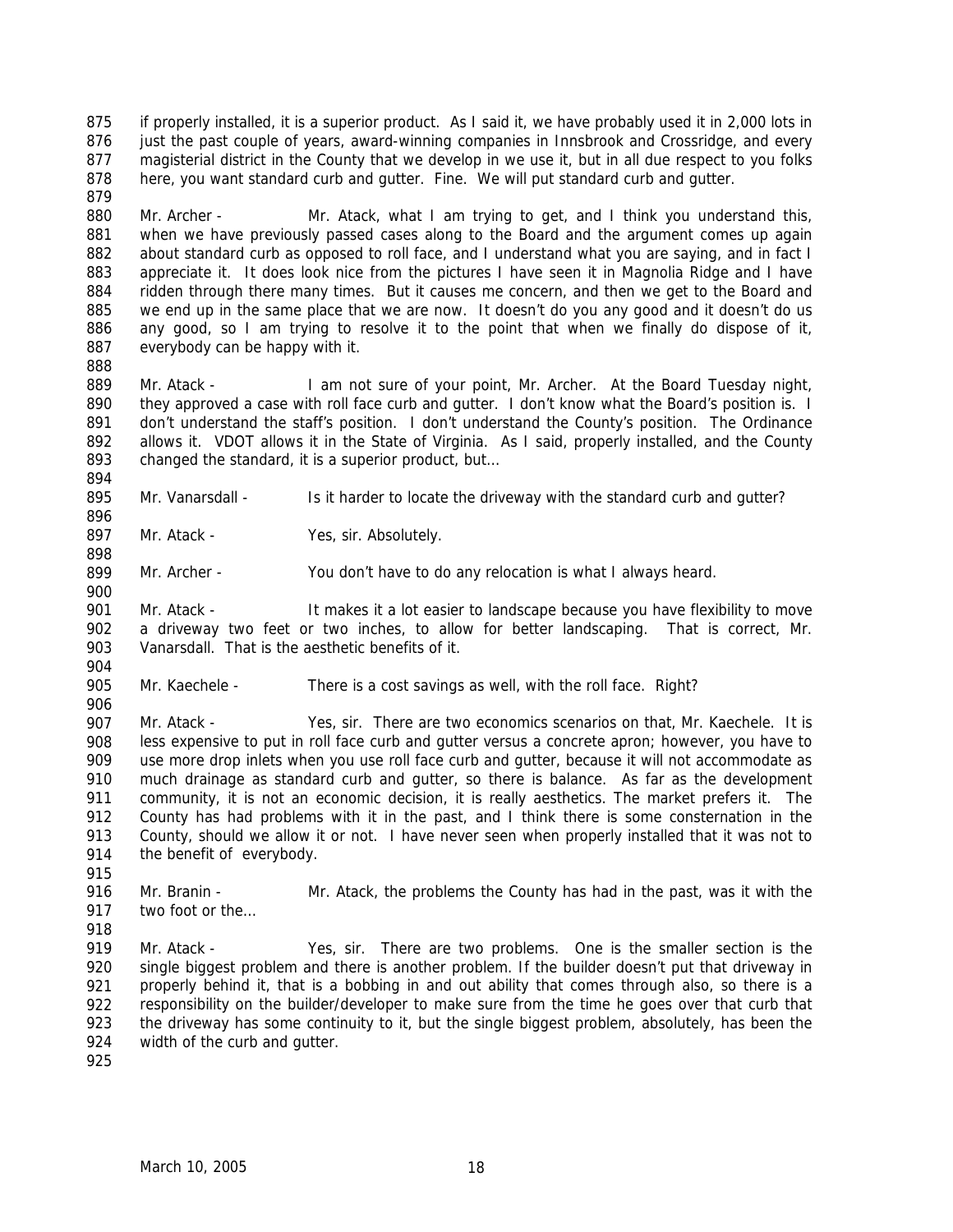if properly installed, it is a superior product. As I said it, we have probably used it in 2,000 lots in just the past couple of years, award-winning companies in Innsbrook and Crossridge, and every magisterial district in the County that we develop in we use it, but in all due respect to you folks here, you want standard curb and gutter. Fine. We will put standard curb and gutter.

Mr. Archer - Mr. Atack, what I am trying to get, and I think you understand this, when we have previously passed cases along to the Board and the argument comes up again about standard curb as opposed to roll face, and I understand what you are saying, and in fact I appreciate it. It does look nice from the pictures I have seen it in Magnolia Ridge and I have ridden through there many times. But it causes me concern, and then we get to the Board and we end up in the same place that we are now. It doesn't do you any good and it doesn't do us any good, so I am trying to resolve it to the point that when we finally do dispose of it, everybody can be happy with it.

Mr. Atack - I am not sure of your point, Mr. Archer. At the Board Tuesday night, they approved a case with roll face curb and gutter. I don't know what the Board's position is. I don't understand the staff's position. I don't understand the County's position. The Ordinance allows it. VDOT allows it in the State of Virginia. As I said, properly installed, and the County changed the standard, it is a superior product, but…

Mr. Vanarsdall - Is it harder to locate the driveway with the standard curb and gutter?

Mr. Atack - Yes, sir. Absolutely.

Mr. Archer - You don't have to do any relocation is what I always heard.

Mr. Atack - It makes it a lot easier to landscape because you have flexibility to move a driveway two feet or two inches, to allow for better landscaping. That is correct, Mr. Vanarsdall. That is the aesthetic benefits of it.

Mr. Kaechele - There is a cost savings as well, with the roll face. Right?

Mr. Atack - Yes, sir. There are two economics scenarios on that, Mr. Kaechele. It is less expensive to put in roll face curb and gutter versus a concrete apron; however, you have to use more drop inlets when you use roll face curb and gutter, because it will not accommodate as much drainage as standard curb and gutter, so there is balance. As far as the development community, it is not an economic decision, it is really aesthetics. The market prefers it. The County has had problems with it in the past, and I think there is some consternation in the County, should we allow it or not. I have never seen when properly installed that it was not to the benefit of everybody.

Mr. Branin - Mr. Atack, the problems the County has had in the past, was it with the two foot or the…

Mr. Atack - Yes, sir. There are two problems. One is the smaller section is the single biggest problem and there is another problem. If the builder doesn't put that driveway in properly behind it, that is a bobbing in and out ability that comes through also, so there is a responsibility on the builder/developer to make sure from the time he goes over that curb that the driveway has some continuity to it, but the single biggest problem, absolutely, has been the width of the curb and gutter.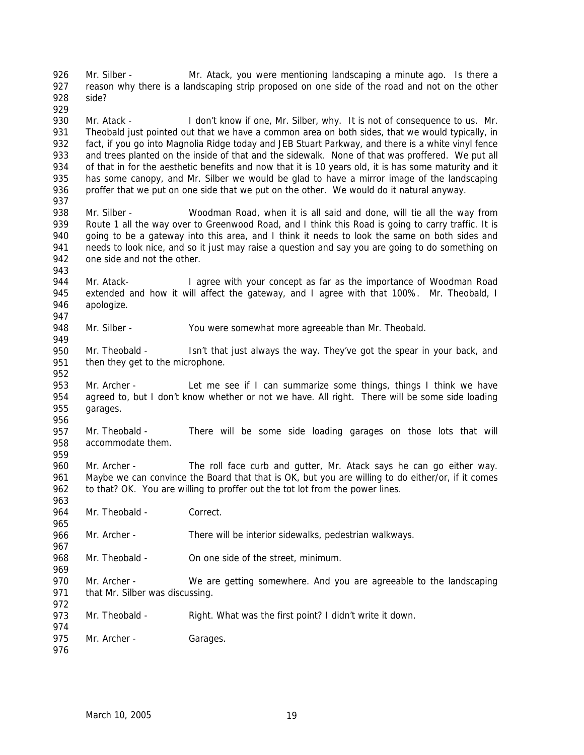Mr. Silber - Mr. Atack, you were mentioning landscaping a minute ago. Is there a reason why there is a landscaping strip proposed on one side of the road and not on the other side?

Mr. Atack - I don't know if one, Mr. Silber, why. It is not of consequence to us. Mr. Theobald just pointed out that we have a common area on both sides, that we would typically, in fact, if you go into Magnolia Ridge today and JEB Stuart Parkway, and there is a white vinyl fence and trees planted on the inside of that and the sidewalk. None of that was proffered. We put all of that in for the aesthetic benefits and now that it is 10 years old, it is has some maturity and it has some canopy, and Mr. Silber we would be glad to have a mirror image of the landscaping proffer that we put on one side that we put on the other. We would do it natural anyway.

Mr. Silber - Woodman Road, when it is all said and done, will tie all the way from Route 1 all the way over to Greenwood Road, and I think this Road is going to carry traffic. It is going to be a gateway into this area, and I think it needs to look the same on both sides and needs to look nice, and so it just may raise a question and say you are going to do something on one side and not the other.

Mr. Atack- I agree with your concept as far as the importance of Woodman Road extended and how it will affect the gateway, and I agree with that 100%. Mr. Theobald, I apologize.

Mr. Silber - You were somewhat more agreeable than Mr. Theobald.

Mr. Theobald - Isn't that just always the way. They've got the spear in your back, and then they get to the microphone.

Mr. Archer - Let me see if I can summarize some things, things I think we have agreed to, but I don't know whether or not we have. All right. There will be some side loading garages.

Mr. Theobald - There will be some side loading garages on those lots that will accommodate them.

Mr. Archer - The roll face curb and gutter, Mr. Atack says he can go either way. Maybe we can convince the Board that that is OK, but you are willing to do either/or, if it comes to that? OK. You are willing to proffer out the tot lot from the power lines.

Mr. Theobald - Correct.

Mr. Archer - There will be interior sidewalks, pedestrian walkways.

Mr. Theobald - On one side of the street, minimum.

Mr. Archer - We are getting somewhere. And you are agreeable to the landscaping that Mr. Silber was discussing.

Mr. Theobald - Right. What was the first point? I didn't write it down.

Mr. Archer - Garages.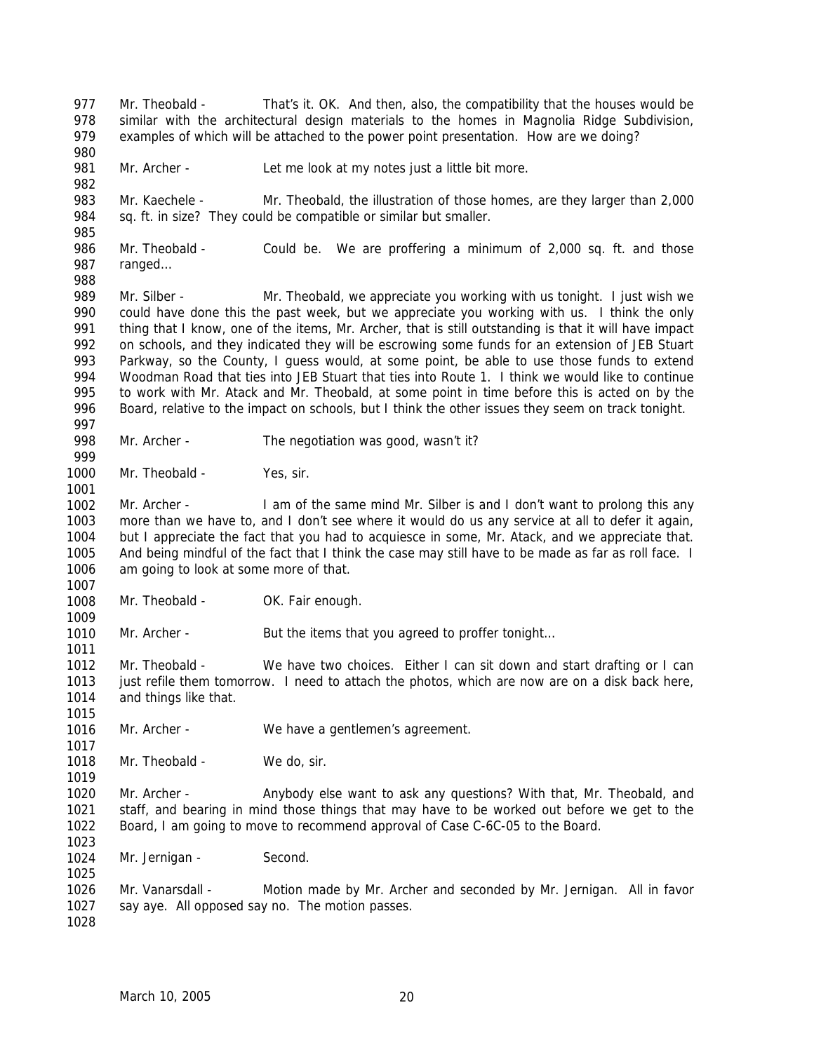977 Mr. Theobald - That's it. OK. And then, also, the compatibility that the houses would be
978 similar with the architectural design materials to the homes in Magnolia Ridge Subdivision,
979 examples of which will be attached to the power point presentation. How are we doing?
980
981 Mr. Archer - Let me look at my notes just a little bit more.
982
983 Mr. Kaechele - Mr. Theobald, the illustration of those homes, are they larger than 2,000
984 sq. ft. in size? They could be compatible or similar but smaller.
985
986 Mr. Theobald - Could be. We are proffering a minimum of 2,000 sq. ft. and those
987 ranged…
988
989 Mr. Silber - Mr. Theobald, we appreciate you working with us tonight. I just wish we
990 could have done this the past week, but we appreciate you working with us. I think the only
991 thing that I know, one of the items, Mr. Archer, that is still outstanding is that it will have impact
992 on schools, and they indicated they will be escrowing some funds for an extension of JEB Stuart
993 Parkway, so the County, I guess would, at some point, be able to use those funds to extend
994 Woodman Road that ties into JEB Stuart that ties into Route 1. I think we would like to continue
995 to work with Mr. Atack and Mr. Theobald, at some point in time before this is acted on by the
996 Board, relative to the impact on schools, but I think the other issues they seem on track tonight.
997
998 Mr. Archer - The negotiation was good, wasn't it?
999
1000 Mr. Theobald - Yes, sir.
1001
1002 Mr. Archer - I am of the same mind Mr. Silber is and I don't want to prolong this any
1003 more than we have to, and I don't see where it would do us any service at all to defer it again,
1004 but I appreciate the fact that you had to acquiesce in some, Mr. Atack, and we appreciate that.
1005 And being mindful of the fact that I think the case may still have to be made as far as roll face. I
1006 am going to look at some more of that.
1007
1008 Mr. Theobald - OK. Fair enough.
1009
1010 Mr. Archer - But the items that you agreed to proffer tonight…
1011
1012 Mr. Theobald - We have two choices. Either I can sit down and start drafting or I can
1013 just refile them tomorrow. I need to attach the photos, which are now are on a disk back here,
1014 and things like that.
1015
1016 Mr. Archer - We have a gentlemen's agreement.
1017
1018 Mr. Theobald - We do, sir.
1019
1020 Mr. Archer - Anybody else want to ask any questions? With that, Mr. Theobald, and
1021 staff, and bearing in mind those things that may have to be worked out before we get to the
1022 Board, I am going to move to recommend approval of Case C-6C-05 to the Board.
1023
1024 Mr. Jernigan - Second.
1025
1026 Mr. Vanarsdall - Motion made by Mr. Archer and seconded by Mr. Jernigan. All in favor
1027 say aye. All opposed say no. The motion passes.
1028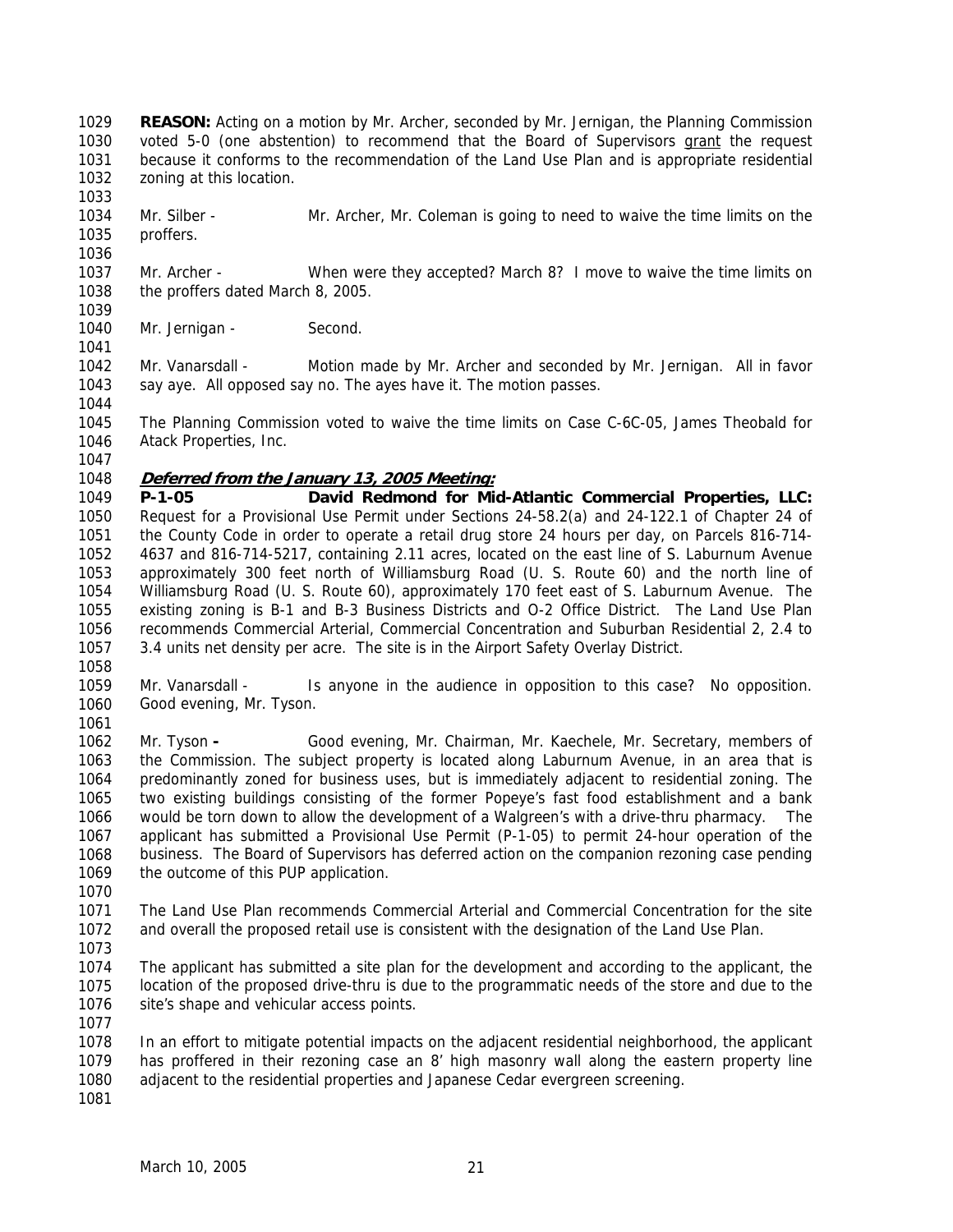**REASON:** Acting on a motion by Mr. Archer, seconded by Mr. Jernigan, the Planning Commission voted 5-0 (one abstention) to recommend that the Board of Supervisors grant the request because it conforms to the recommendation of the Land Use Plan and is appropriate residential zoning at this location.

Mr. Silber - Mr. Archer, Mr. Coleman is going to need to waive the time limits on the proffers.

Mr. Archer - When were they accepted? March 8? I move to waive the time limits on the proffers dated March 8, 2005.

Mr. Jernigan - Second.

Mr. Vanarsdall - Motion made by Mr. Archer and seconded by Mr. Jernigan. All in favor say aye. All opposed say no. The ayes have it. The motion passes.

The Planning Commission voted to waive the time limits on Case C-6C-05, James Theobald for Atack Properties, Inc.

***Deferred from the January 13, 2005 Meeting:***

**P-1-05 David Redmond for Mid-Atlantic Commercial Properties, LLC:** Request for a Provisional Use Permit under Sections 24-58.2(a) and 24-122.1 of Chapter 24 of the County Code in order to operate a retail drug store 24 hours per day, on Parcels 816-714-4637 and 816-714-5217, containing 2.11 acres, located on the east line of S. Laburnum Avenue approximately 300 feet north of Williamsburg Road (U. S. Route 60) and the north line of Williamsburg Road (U. S. Route 60), approximately 170 feet east of S. Laburnum Avenue. The existing zoning is B-1 and B-3 Business Districts and O-2 Office District. The Land Use Plan recommends Commercial Arterial, Commercial Concentration and Suburban Residential 2, 2.4 to 3.4 units net density per acre. The site is in the Airport Safety Overlay District.

Mr. Vanarsdall - Is anyone in the audience in opposition to this case? No opposition. Good evening, Mr. Tyson.

Mr. Tyson **-** Good evening, Mr. Chairman, Mr. Kaechele, Mr. Secretary, members of the Commission. The subject property is located along Laburnum Avenue, in an area that is predominantly zoned for business uses, but is immediately adjacent to residential zoning. The two existing buildings consisting of the former Popeye's fast food establishment and a bank would be torn down to allow the development of a Walgreen's with a drive-thru pharmacy. The applicant has submitted a Provisional Use Permit (P-1-05) to permit 24-hour operation of the business. The Board of Supervisors has deferred action on the companion rezoning case pending the outcome of this PUP application.

The Land Use Plan recommends Commercial Arterial and Commercial Concentration for the site and overall the proposed retail use is consistent with the designation of the Land Use Plan.

The applicant has submitted a site plan for the development and according to the applicant, the location of the proposed drive-thru is due to the programmatic needs of the store and due to the site's shape and vehicular access points.

In an effort to mitigate potential impacts on the adjacent residential neighborhood, the applicant has proffered in their rezoning case an 8' high masonry wall along the eastern property line adjacent to the residential properties and Japanese Cedar evergreen screening.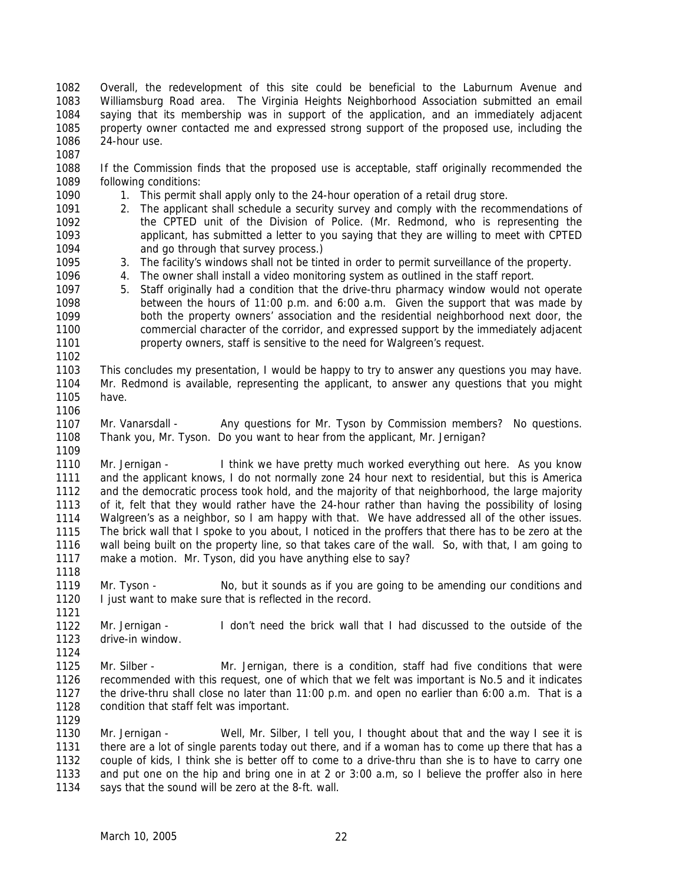Overall, the redevelopment of this site could be beneficial to the Laburnum Avenue and Williamsburg Road area. The Virginia Heights Neighborhood Association submitted an email saying that its membership was in support of the application, and an immediately adjacent property owner contacted me and expressed strong support of the proposed use, including the 24-hour use.

If the Commission finds that the proposed use is acceptable, staff originally recommended the following conditions:

1. This permit shall apply only to the 24-hour operation of a retail drug store.
2. The applicant shall schedule a security survey and comply with the recommendations of the CPTED unit of the Division of Police. (Mr. Redmond, who is representing the applicant, has submitted a letter to you saying that they are willing to meet with CPTED and go through that survey process.)
3. The facility's windows shall not be tinted in order to permit surveillance of the property.
4. The owner shall install a video monitoring system as outlined in the staff report.
5. Staff originally had a condition that the drive-thru pharmacy window would not operate between the hours of 11:00 p.m. and 6:00 a.m. Given the support that was made by both the property owners' association and the residential neighborhood next door, the commercial character of the corridor, and expressed support by the immediately adjacent property owners, staff is sensitive to the need for Walgreen's request.

This concludes my presentation, I would be happy to try to answer any questions you may have. Mr. Redmond is available, representing the applicant, to answer any questions that you might have.

Mr. Vanarsdall - Any questions for Mr. Tyson by Commission members? No questions. Thank you, Mr. Tyson. Do you want to hear from the applicant, Mr. Jernigan?

Mr. Jernigan - I think we have pretty much worked everything out here. As you know and the applicant knows, I do not normally zone 24 hour next to residential, but this is America and the democratic process took hold, and the majority of that neighborhood, the large majority of it, felt that they would rather have the 24-hour rather than having the possibility of losing Walgreen's as a neighbor, so I am happy with that. We have addressed all of the other issues. The brick wall that I spoke to you about, I noticed in the proffers that there has to be zero at the wall being built on the property line, so that takes care of the wall. So, with that, I am going to make a motion. Mr. Tyson, did you have anything else to say?

Mr. Tyson - No, but it sounds as if you are going to be amending our conditions and I just want to make sure that is reflected in the record.

Mr. Jernigan - I don't need the brick wall that I had discussed to the outside of the drive-in window.

Mr. Silber - Mr. Jernigan, there is a condition, staff had five conditions that were recommended with this request, one of which that we felt was important is No.5 and it indicates the drive-thru shall close no later than 11:00 p.m. and open no earlier than 6:00 a.m. That is a condition that staff felt was important.

Mr. Jernigan - Well, Mr. Silber, I tell you, I thought about that and the way I see it is there are a lot of single parents today out there, and if a woman has to come up there that has a couple of kids, I think she is better off to come to a drive-thru than she is to have to carry one and put one on the hip and bring one in at 2 or 3:00 a.m, so I believe the proffer also in here says that the sound will be zero at the 8-ft. wall.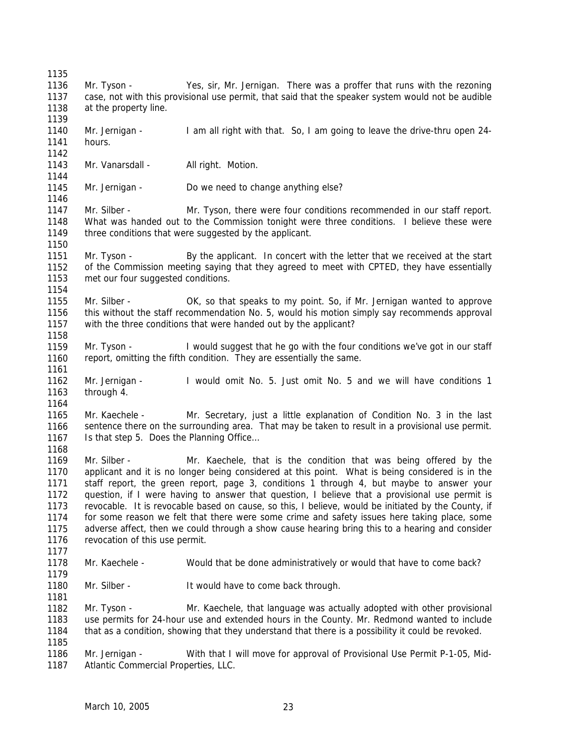Mr. Tyson - Yes, sir, Mr. Jernigan. There was a proffer that runs with the rezoning case, not with this provisional use permit, that said that the speaker system would not be audible at the property line.

Mr. Jernigan - I am all right with that. So, I am going to leave the drive-thru open 24-hours.

Mr. Vanarsdall - All right. Motion.

Mr. Jernigan - Do we need to change anything else?

Mr. Silber - Mr. Tyson, there were four conditions recommended in our staff report. What was handed out to the Commission tonight were three conditions. I believe these were three conditions that were suggested by the applicant.

Mr. Tyson - By the applicant. In concert with the letter that we received at the start of the Commission meeting saying that they agreed to meet with CPTED, they have essentially met our four suggested conditions.

Mr. Silber - OK, so that speaks to my point. So, if Mr. Jernigan wanted to approve this without the staff recommendation No. 5, would his motion simply say recommends approval with the three conditions that were handed out by the applicant?

Mr. Tyson - I would suggest that he go with the four conditions we've got in our staff report, omitting the fifth condition. They are essentially the same.

Mr. Jernigan - I would omit No. 5. Just omit No. 5 and we will have conditions 1 through 4.

Mr. Kaechele - Mr. Secretary, just a little explanation of Condition No. 3 in the last sentence there on the surrounding area. That may be taken to result in a provisional use permit. Is that step 5. Does the Planning Office…

Mr. Silber - Mr. Kaechele, that is the condition that was being offered by the applicant and it is no longer being considered at this point. What is being considered is in the staff report, the green report, page 3, conditions 1 through 4, but maybe to answer your question, if I were having to answer that question, I believe that a provisional use permit is revocable. It is revocable based on cause, so this, I believe, would be initiated by the County, if for some reason we felt that there were some crime and safety issues here taking place, some adverse affect, then we could through a show cause hearing bring this to a hearing and consider revocation of this use permit.

Mr. Kaechele - Would that be done administratively or would that have to come back?

Mr. Silber - It would have to come back through.

Mr. Tyson - Mr. Kaechele, that language was actually adopted with other provisional use permits for 24-hour use and extended hours in the County. Mr. Redmond wanted to include that as a condition, showing that they understand that there is a possibility it could be revoked.

Mr. Jernigan - With that I will move for approval of Provisional Use Permit P-1-05, Mid-Atlantic Commercial Properties, LLC.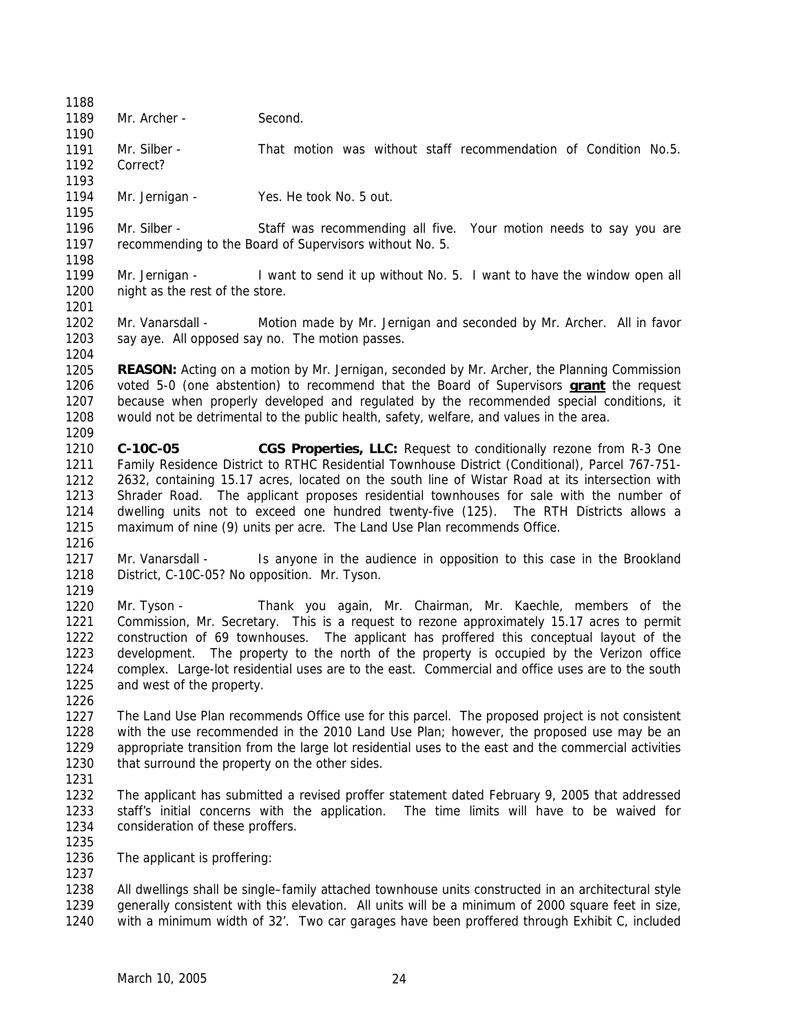Mr. Archer - Second.

Mr. Silber - That motion was without staff recommendation of Condition No.5. Correct?

Mr. Jernigan - Yes. He took No. 5 out.

Mr. Silber - Staff was recommending all five. Your motion needs to say you are recommending to the Board of Supervisors without No. 5.

Mr. Jernigan - I want to send it up without No. 5. I want to have the window open all night as the rest of the store.

Mr. Vanarsdall - Motion made by Mr. Jernigan and seconded by Mr. Archer. All in favor say aye. All opposed say no. The motion passes.

**REASON:** Acting on a motion by Mr. Jernigan, seconded by Mr. Archer, the Planning Commission voted 5-0 (one abstention) to recommend that the Board of Supervisors **grant** the request because when properly developed and regulated by the recommended special conditions, it would not be detrimental to the public health, safety, welfare, and values in the area.

**C-10C-05 CGS Properties, LLC:** Request to conditionally rezone from R-3 One Family Residence District to RTHC Residential Townhouse District (Conditional), Parcel 767-751-2632, containing 15.17 acres, located on the south line of Wistar Road at its intersection with Shrader Road. The applicant proposes residential townhouses for sale with the number of dwelling units not to exceed one hundred twenty-five (125). The RTH Districts allows a maximum of nine (9) units per acre. The Land Use Plan recommends Office.

Mr. Vanarsdall - Is anyone in the audience in opposition to this case in the Brookland District, C-10C-05? No opposition. Mr. Tyson.

Mr. Tyson - Thank you again, Mr. Chairman, Mr. Kaechle, members of the Commission, Mr. Secretary. This is a request to rezone approximately 15.17 acres to permit construction of 69 townhouses. The applicant has proffered this conceptual layout of the development. The property to the north of the property is occupied by the Verizon office complex. Large-lot residential uses are to the east. Commercial and office uses are to the south and west of the property.

The Land Use Plan recommends Office use for this parcel. The proposed project is not consistent with the use recommended in the 2010 Land Use Plan; however, the proposed use may be an appropriate transition from the large lot residential uses to the east and the commercial activities that surround the property on the other sides.

The applicant has submitted a revised proffer statement dated February 9, 2005 that addressed staff's initial concerns with the application. The time limits will have to be waived for consideration of these proffers.

The applicant is proffering:

All dwellings shall be single–family attached townhouse units constructed in an architectural style generally consistent with this elevation. All units will be a minimum of 2000 square feet in size, with a minimum width of 32'. Two car garages have been proffered through Exhibit C, included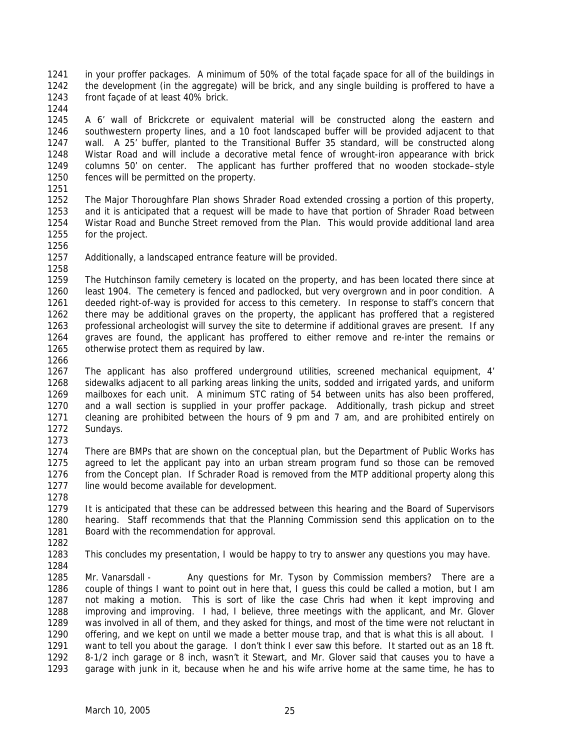in your proffer packages. A minimum of 50% of the total façade space for all of the buildings in the development (in the aggregate) will be brick, and any single building is proffered to have a front façade of at least 40% brick.

A 6' wall of Brickcrete or equivalent material will be constructed along the eastern and southwestern property lines, and a 10 foot landscaped buffer will be provided adjacent to that wall. A 25' buffer, planted to the Transitional Buffer 35 standard, will be constructed along Wistar Road and will include a decorative metal fence of wrought-iron appearance with brick columns 50' on center. The applicant has further proffered that no wooden stockade–style fences will be permitted on the property.

The Major Thoroughfare Plan shows Shrader Road extended crossing a portion of this property, and it is anticipated that a request will be made to have that portion of Shrader Road between Wistar Road and Bunche Street removed from the Plan. This would provide additional land area for the project.

Additionally, a landscaped entrance feature will be provided.

The Hutchinson family cemetery is located on the property, and has been located there since at least 1904. The cemetery is fenced and padlocked, but very overgrown and in poor condition. A deeded right-of-way is provided for access to this cemetery. In response to staff's concern that there may be additional graves on the property, the applicant has proffered that a registered professional archeologist will survey the site to determine if additional graves are present. If any graves are found, the applicant has proffered to either remove and re-inter the remains or otherwise protect them as required by law.

The applicant has also proffered underground utilities, screened mechanical equipment, 4' sidewalks adjacent to all parking areas linking the units, sodded and irrigated yards, and uniform mailboxes for each unit. A minimum STC rating of 54 between units has also been proffered, and a wall section is supplied in your proffer package. Additionally, trash pickup and street cleaning are prohibited between the hours of 9 pm and 7 am, and are prohibited entirely on Sundays.

There are BMPs that are shown on the conceptual plan, but the Department of Public Works has agreed to let the applicant pay into an urban stream program fund so those can be removed from the Concept plan. If Schrader Road is removed from the MTP additional property along this line would become available for development.

It is anticipated that these can be addressed between this hearing and the Board of Supervisors hearing. Staff recommends that that the Planning Commission send this application on to the Board with the recommendation for approval.

This concludes my presentation, I would be happy to try to answer any questions you may have.

Mr. Vanarsdall - Any questions for Mr. Tyson by Commission members? There are a couple of things I want to point out in here that, I guess this could be called a motion, but I am not making a motion. This is sort of like the case Chris had when it kept improving and improving and improving. I had, I believe, three meetings with the applicant, and Mr. Glover was involved in all of them, and they asked for things, and most of the time were not reluctant in offering, and we kept on until we made a better mouse trap, and that is what this is all about. I want to tell you about the garage. I don't think I ever saw this before. It started out as an 18 ft. 8-1/2 inch garage or 8 inch, wasn't it Stewart, and Mr. Glover said that causes you to have a garage with junk in it, because when he and his wife arrive home at the same time, he has to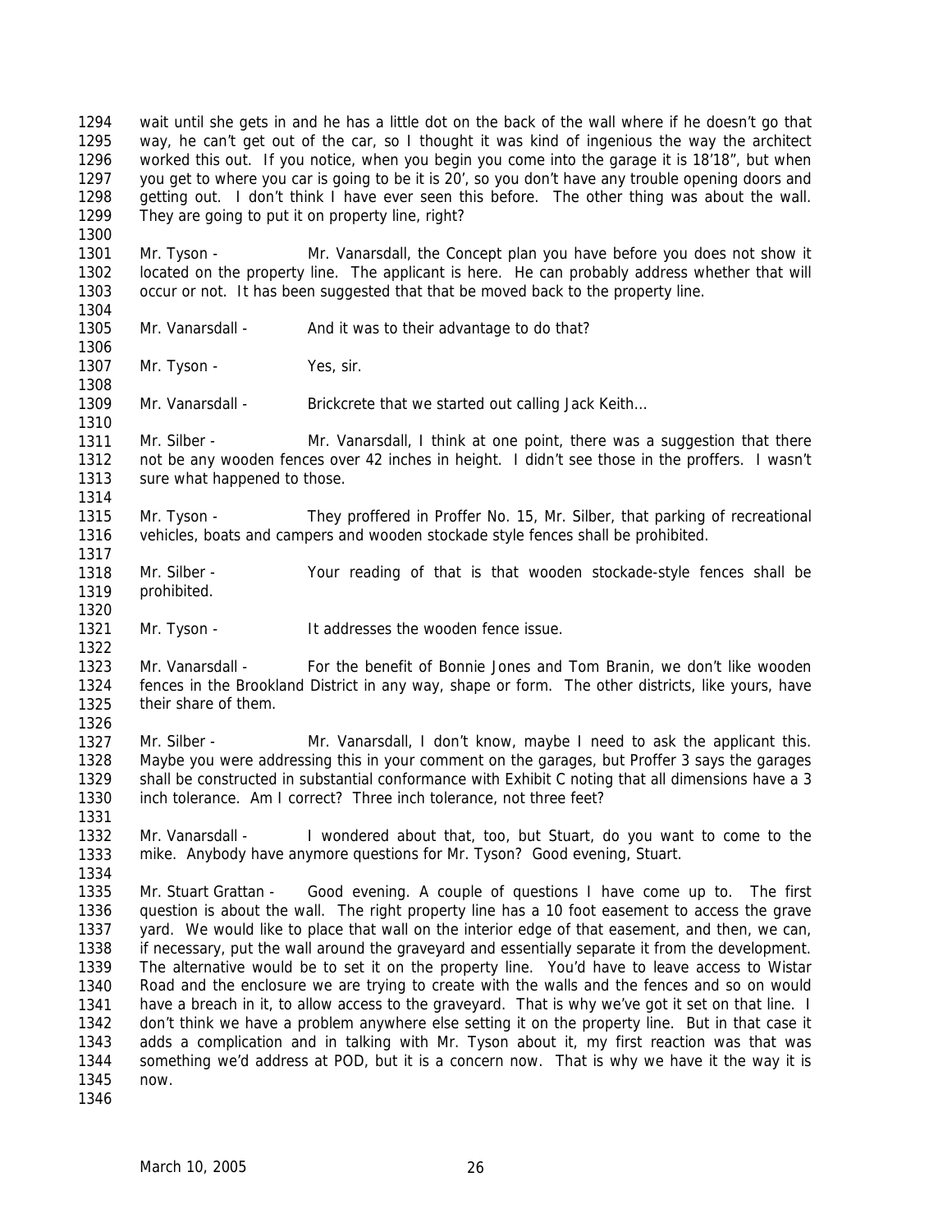wait until she gets in and he has a little dot on the back of the wall where if he doesn't go that way, he can't get out of the car, so I thought it was kind of ingenious the way the architect worked this out. If you notice, when you begin you come into the garage it is 18'18", but when you get to where you car is going to be it is 20', so you don't have any trouble opening doors and getting out. I don't think I have ever seen this before. The other thing was about the wall. They are going to put it on property line, right?

Mr. Tyson - Mr. Vanarsdall, the Concept plan you have before you does not show it located on the property line. The applicant is here. He can probably address whether that will occur or not. It has been suggested that that be moved back to the property line.

Mr. Vanarsdall - And it was to their advantage to do that?

Mr. Tyson - Yes, sir.

Mr. Vanarsdall - Brickcrete that we started out calling Jack Keith…

Mr. Silber - Mr. Vanarsdall, I think at one point, there was a suggestion that there not be any wooden fences over 42 inches in height. I didn't see those in the proffers. I wasn't sure what happened to those.

Mr. Tyson - They proffered in Proffer No. 15, Mr. Silber, that parking of recreational vehicles, boats and campers and wooden stockade style fences shall be prohibited.

Mr. Silber - Your reading of that is that wooden stockade-style fences shall be prohibited.

Mr. Tyson - It addresses the wooden fence issue.

Mr. Vanarsdall - For the benefit of Bonnie Jones and Tom Branin, we don't like wooden fences in the Brookland District in any way, shape or form. The other districts, like yours, have their share of them.

Mr. Silber - Mr. Vanarsdall, I don't know, maybe I need to ask the applicant this. Maybe you were addressing this in your comment on the garages, but Proffer 3 says the garages shall be constructed in substantial conformance with Exhibit C noting that all dimensions have a 3 inch tolerance. Am I correct? Three inch tolerance, not three feet?

Mr. Vanarsdall - I wondered about that, too, but Stuart, do you want to come to the mike. Anybody have anymore questions for Mr. Tyson? Good evening, Stuart.

Mr. Stuart Grattan - Good evening. A couple of questions I have come up to. The first question is about the wall. The right property line has a 10 foot easement to access the grave yard. We would like to place that wall on the interior edge of that easement, and then, we can, if necessary, put the wall around the graveyard and essentially separate it from the development. The alternative would be to set it on the property line. You'd have to leave access to Wistar Road and the enclosure we are trying to create with the walls and the fences and so on would have a breach in it, to allow access to the graveyard. That is why we've got it set on that line. I don't think we have a problem anywhere else setting it on the property line. But in that case it adds a complication and in talking with Mr. Tyson about it, my first reaction was that was something we'd address at POD, but it is a concern now. That is why we have it the way it is now.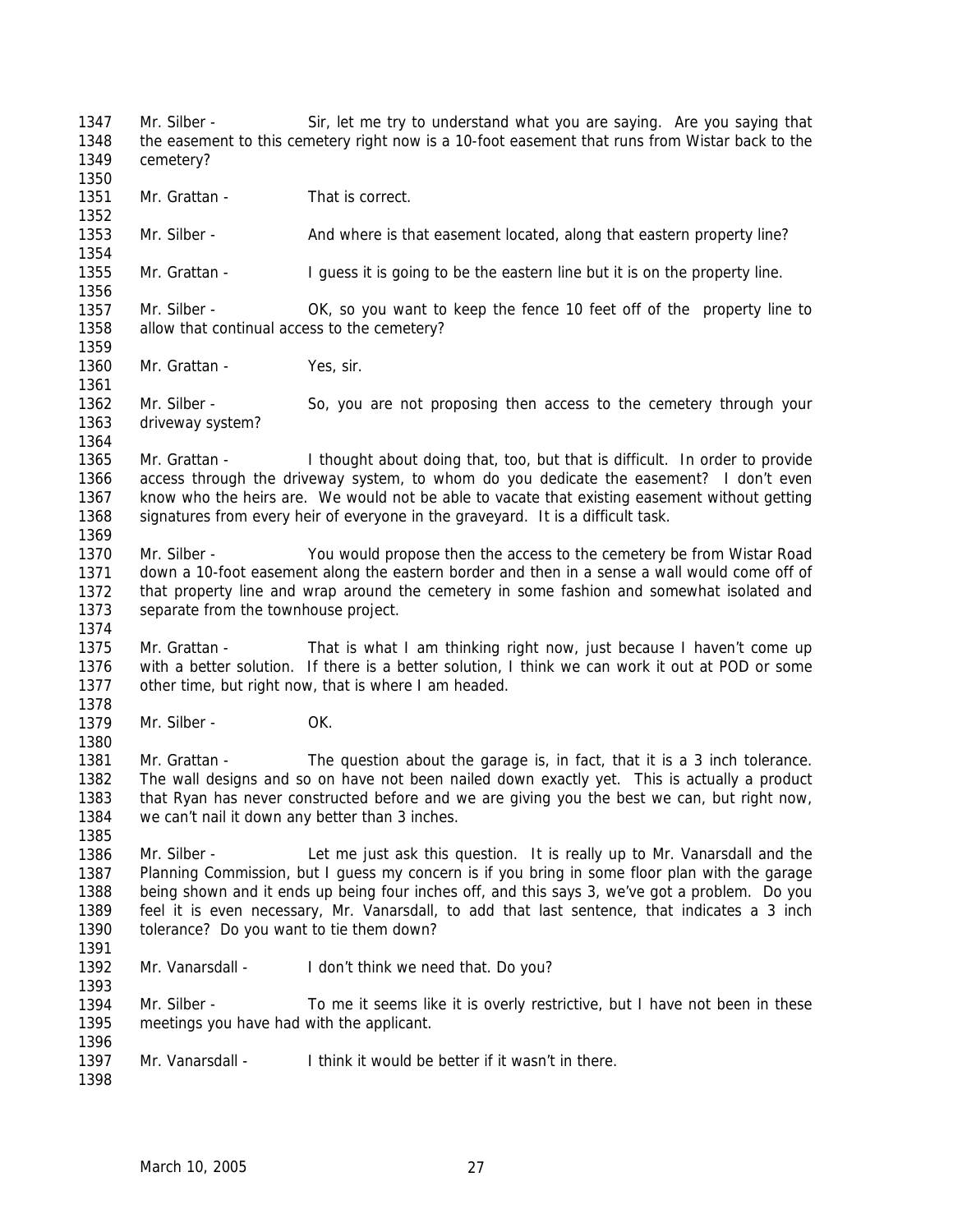Mr. Silber - Sir, let me try to understand what you are saying. Are you saying that the easement to this cemetery right now is a 10-foot easement that runs from Wistar back to the cemetery?

Mr. Grattan - That is correct.

Mr. Silber - And where is that easement located, along that eastern property line?

Mr. Grattan - I guess it is going to be the eastern line but it is on the property line.

Mr. Silber - OK, so you want to keep the fence 10 feet off of the property line to allow that continual access to the cemetery?

Mr. Grattan - Yes, sir.

Mr. Silber - So, you are not proposing then access to the cemetery through your driveway system?

Mr. Grattan - I thought about doing that, too, but that is difficult. In order to provide access through the driveway system, to whom do you dedicate the easement? I don't even know who the heirs are. We would not be able to vacate that existing easement without getting signatures from every heir of everyone in the graveyard. It is a difficult task.

Mr. Silber - You would propose then the access to the cemetery be from Wistar Road down a 10-foot easement along the eastern border and then in a sense a wall would come off of that property line and wrap around the cemetery in some fashion and somewhat isolated and separate from the townhouse project.

Mr. Grattan - That is what I am thinking right now, just because I haven't come up with a better solution. If there is a better solution, I think we can work it out at POD or some other time, but right now, that is where I am headed.

Mr. Silber - OK.

Mr. Grattan - The question about the garage is, in fact, that it is a 3 inch tolerance. The wall designs and so on have not been nailed down exactly yet. This is actually a product that Ryan has never constructed before and we are giving you the best we can, but right now, we can't nail it down any better than 3 inches.

Mr. Silber - Let me just ask this question. It is really up to Mr. Vanarsdall and the Planning Commission, but I guess my concern is if you bring in some floor plan with the garage being shown and it ends up being four inches off, and this says 3, we've got a problem. Do you feel it is even necessary, Mr. Vanarsdall, to add that last sentence, that indicates a 3 inch tolerance? Do you want to tie them down?

Mr. Vanarsdall - I don't think we need that. Do you?

Mr. Silber - To me it seems like it is overly restrictive, but I have not been in these meetings you have had with the applicant.

Mr. Vanarsdall - I think it would be better if it wasn't in there.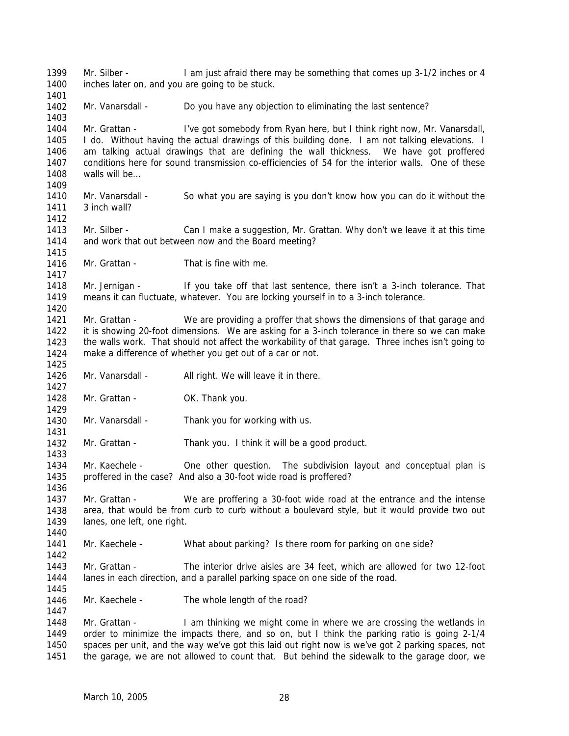1399 Mr. Silber - I am just afraid there may be something that comes up 3-1/2 inches or 4
1400 inches later on, and you are going to be stuck.
1401
1402 Mr. Vanarsdall - Do you have any objection to eliminating the last sentence?
1403
1404 Mr. Grattan - I've got somebody from Ryan here, but I think right now, Mr. Vanarsdall,
1405 I do. Without having the actual drawings of this building done. I am not talking elevations. I
1406 am talking actual drawings that are defining the wall thickness. We have got proffered
1407 conditions here for sound transmission co-efficiencies of 54 for the interior walls. One of these
1408 walls will be…
1409
1410 Mr. Vanarsdall - So what you are saying is you don't know how you can do it without the
1411 3 inch wall?
1412
1413 Mr. Silber - Can I make a suggestion, Mr. Grattan. Why don't we leave it at this time
1414 and work that out between now and the Board meeting?
1415
1416 Mr. Grattan - That is fine with me.
1417
1418 Mr. Jernigan - If you take off that last sentence, there isn't a 3-inch tolerance. That
1419 means it can fluctuate, whatever. You are locking yourself in to a 3-inch tolerance.
1420
1421 Mr. Grattan - We are providing a proffer that shows the dimensions of that garage and
1422 it is showing 20-foot dimensions. We are asking for a 3-inch tolerance in there so we can make
1423 the walls work. That should not affect the workability of that garage. Three inches isn't going to
1424 make a difference of whether you get out of a car or not.
1425
1426 Mr. Vanarsdall - All right. We will leave it in there.
1427
1428 Mr. Grattan - OK. Thank you.
1429
1430 Mr. Vanarsdall - Thank you for working with us.
1431
1432 Mr. Grattan - Thank you. I think it will be a good product.
1433
1434 Mr. Kaechele - One other question. The subdivision layout and conceptual plan is
1435 proffered in the case? And also a 30-foot wide road is proffered?
1436
1437 Mr. Grattan - We are proffering a 30-foot wide road at the entrance and the intense
1438 area, that would be from curb to curb without a boulevard style, but it would provide two out
1439 lanes, one left, one right.
1440
1441 Mr. Kaechele - What about parking? Is there room for parking on one side?
1442
1443 Mr. Grattan - The interior drive aisles are 34 feet, which are allowed for two 12-foot
1444 lanes in each direction, and a parallel parking space on one side of the road.
1445
1446 Mr. Kaechele - The whole length of the road?
1447
1448 Mr. Grattan - I am thinking we might come in where we are crossing the wetlands in
1449 order to minimize the impacts there, and so on, but I think the parking ratio is going 2-1/4
1450 spaces per unit, and the way we've got this laid out right now is we've got 2 parking spaces, not
1451 the garage, we are not allowed to count that. But behind the sidewalk to the garage door, we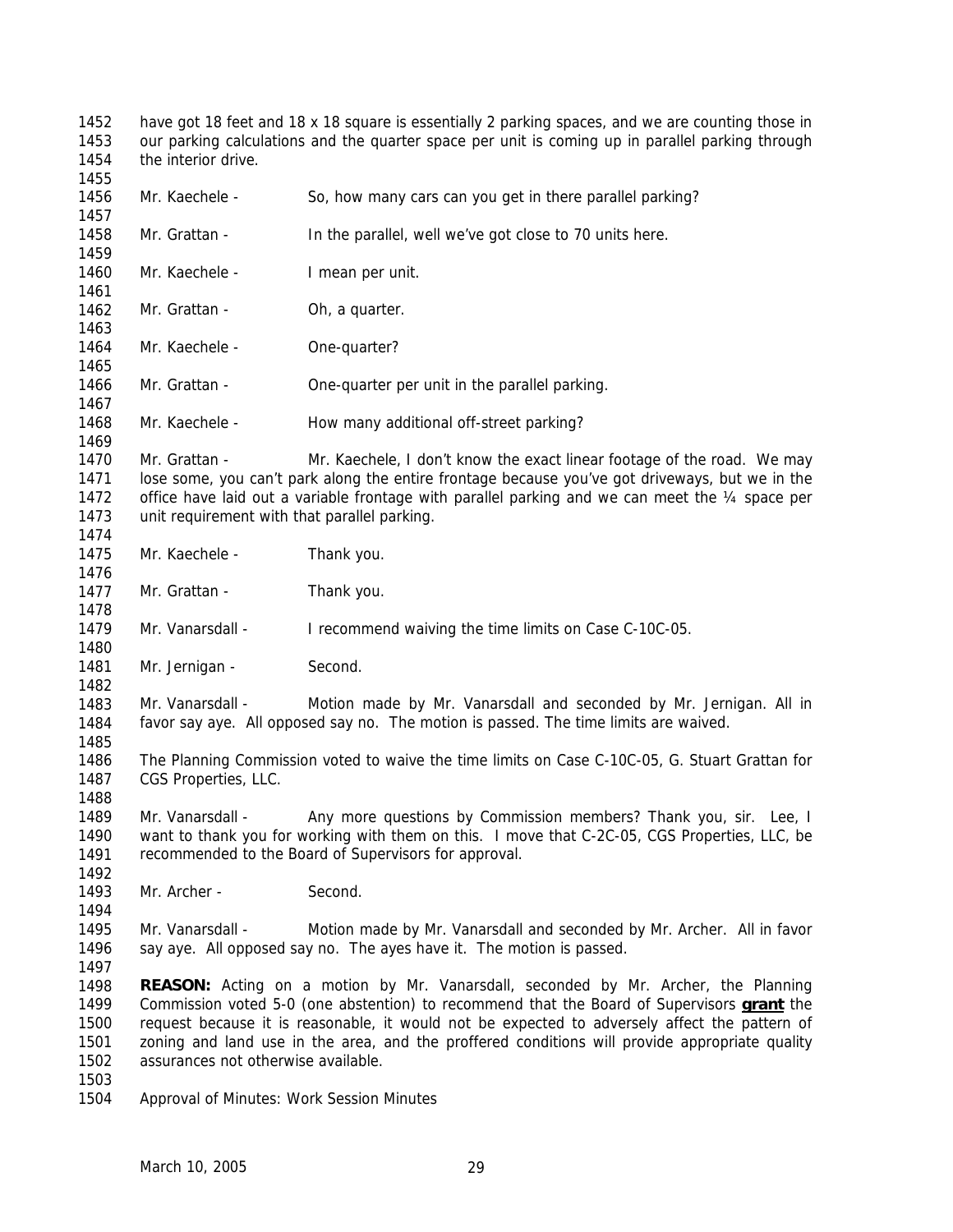have got 18 feet and 18 x 18 square is essentially 2 parking spaces, and we are counting those in our parking calculations and the quarter space per unit is coming up in parallel parking through the interior drive.

Mr. Kaechele - So, how many cars can you get in there parallel parking?

Mr. Grattan - In the parallel, well we've got close to 70 units here.

Mr. Kaechele - I mean per unit.

Mr. Grattan - Oh, a quarter.

Mr. Kaechele - One-quarter?

Mr. Grattan - One-quarter per unit in the parallel parking.

Mr. Kaechele - How many additional off-street parking?

Mr. Grattan - Mr. Kaechele, I don't know the exact linear footage of the road. We may lose some, you can't park along the entire frontage because you've got driveways, but we in the office have laid out a variable frontage with parallel parking and we can meet the ¼ space per unit requirement with that parallel parking.

Mr. Kaechele - Thank you.

Mr. Grattan - Thank you.

Mr. Vanarsdall - I recommend waiving the time limits on Case C-10C-05.

Mr. Jernigan - Second.

Mr. Vanarsdall - Motion made by Mr. Vanarsdall and seconded by Mr. Jernigan. All in favor say aye. All opposed say no. The motion is passed. The time limits are waived.

The Planning Commission voted to waive the time limits on Case C-10C-05, G. Stuart Grattan for CGS Properties, LLC.

Mr. Vanarsdall - Any more questions by Commission members? Thank you, sir. Lee, I want to thank you for working with them on this. I move that C-2C-05, CGS Properties, LLC, be recommended to the Board of Supervisors for approval.

Mr. Archer - Second.

Mr. Vanarsdall - Motion made by Mr. Vanarsdall and seconded by Mr. Archer. All in favor say aye. All opposed say no. The ayes have it. The motion is passed.

**REASON:** Acting on a motion by Mr. Vanarsdall, seconded by Mr. Archer, the Planning Commission voted 5-0 (one abstention) to recommend that the Board of Supervisors **grant** the request because it is reasonable, it would not be expected to adversely affect the pattern of zoning and land use in the area, and the proffered conditions will provide appropriate quality assurances not otherwise available.

Approval of Minutes: Work Session Minutes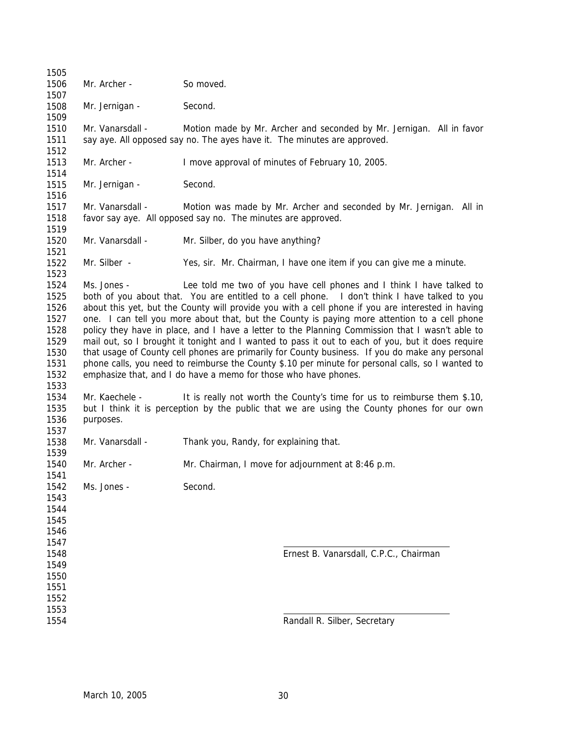Mr. Archer - So moved.

Mr. Jernigan - Second.

Mr. Vanarsdall - Motion made by Mr. Archer and seconded by Mr. Jernigan. All in favor say aye. All opposed say no. The ayes have it. The minutes are approved.

Mr. Archer - I move approval of minutes of February 10, 2005.

Mr. Jernigan - Second.

Mr. Vanarsdall - Motion was made by Mr. Archer and seconded by Mr. Jernigan. All in favor say aye. All opposed say no. The minutes are approved.

Mr. Vanarsdall - Mr. Silber, do you have anything?

Mr. Silber - Yes, sir. Mr. Chairman, I have one item if you can give me a minute.

Ms. Jones - Lee told me two of you have cell phones and I think I have talked to both of you about that. You are entitled to a cell phone. I don't think I have talked to you about this yet, but the County will provide you with a cell phone if you are interested in having one. I can tell you more about that, but the County is paying more attention to a cell phone policy they have in place, and I have a letter to the Planning Commission that I wasn't able to mail out, so I brought it tonight and I wanted to pass it out to each of you, but it does require that usage of County cell phones are primarily for County business. If you do make any personal phone calls, you need to reimburse the County $.10 per minute for personal calls, so I wanted to emphasize that, and I do have a memo for those who have phones.

Mr. Kaechele - It is really not worth the County's time for us to reimburse them $.10, but I think it is perception by the public that we are using the County phones for our own purposes.

Mr. Vanarsdall - Thank you, Randy, for explaining that.

Mr. Archer - Mr. Chairman, I move for adjournment at 8:46 p.m.

Ms. Jones - Second.

\_\_\_\_\_\_\_\_\_\_\_\_\_\_\_\_\_\_\_\_\_\_\_\_\_\_\_\_\_\_\_\_\_\_\_\_
Ernest B. Vanarsdall, C.P.C., Chairman

\_\_\_\_\_\_\_\_\_\_\_\_\_\_\_\_\_\_\_\_\_\_\_\_\_\_\_\_\_\_\_\_\_\_\_\_
Randall R. Silber, Secretary